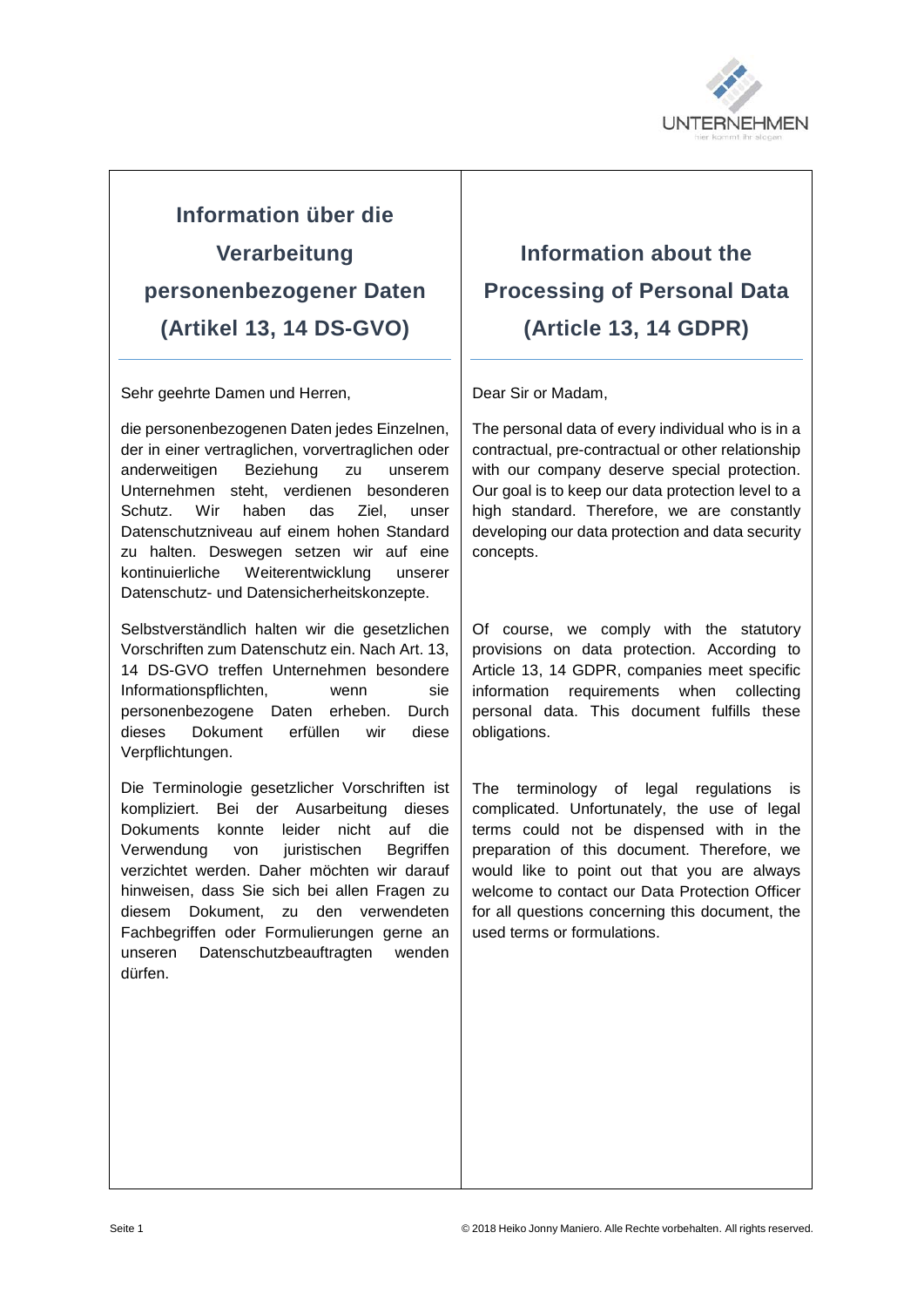UNTERNEHMEN

hier kommt ihr slogan

# Information über die Verarbeitung personenbezogener Daten (Artikel 13, 14 DS-GVO)

Sehr geehrte Damen und Herren,

die personenbezogenen Daten jedes Einzelnen, der in einer vertraglichen, vorvertraglichen oder anderweitigen Beziehung zu unserem Unternehmen steht, verdienen besonderen Schutz. Wir haben das Ziel, unser Datenschutzniveau auf einem hohen Standard zu halten. Deswegen setzen wir auf eine kontinuierliche Weiterentwicklung unserer Datenschutz- und Datensicherheitskonzepte.

Selbstverständlich halten wir die gesetzlichen Vorschriften zum Datenschutz ein. Nach Art. 13, 14 DS-GVO treffen Unternehmen besondere Informationspflichten, wenn sie personenbezogene Daten erheben. Durch dieses Dokument erfüllen wir diese Verpflichtungen.

Die Terminologie gesetzlicher Vorschriften ist kompliziert. Bei der Ausarbeitung dieses Dokuments konnte leider nicht auf die Verwendung von juristischen Begriffen verzichtet werden. Daher möchten wir darauf hinweisen, dass Sie sich bei allen Fragen zu diesem Dokument, zu den verwendeten Fachbegriffen oder Formulierungen gerne an unseren Datenschutzbeauftragten wenden dürfen.

# Information about the Processing of Personal Data (Article 13, 14 GDPR)

Dear Sir or Madam,

The personal data of every individual who is in a contractual, pre-contractual or other relationship with our company deserve special protection. Our goal is to keep our data protection level to a high standard. Therefore, we are constantly developing our data protection and data security concepts.

Of course, we comply with the statutory provisions on data protection. According to Article 13, 14 GDPR, companies meet specific information requirements when collecting personal data. This document fulfills these obligations.

The terminology of legal regulations is complicated. Unfortunately, the use of legal terms could not be dispensed with in the preparation of this document. Therefore, we would like to point out that you are always welcome to contact our Data Protection Officer for all questions concerning this document, the used terms or formulations.

© 2018 Heiko Jonny Maniero. Alle Rechte vorbehalten. All rights reserved.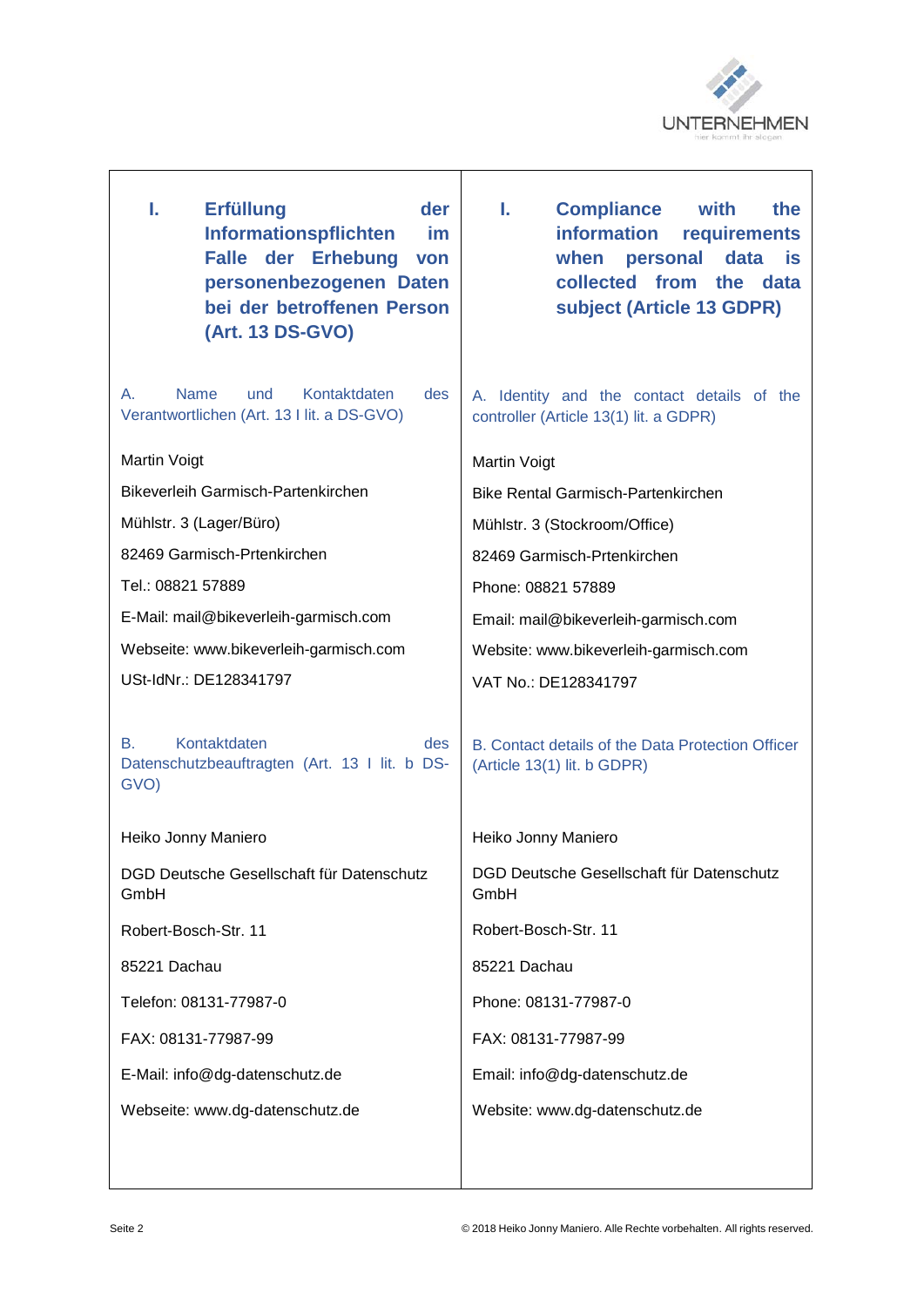## I. Erfüllung der Informationspflichten im Falle der Erhebung von personenbezogenen Daten bei der betroffenen Person (Art. 13 DS-GVO)

### A. Name und Kontaktdaten des Verantwortlichen (Art. 13 I lit. a DS-GVO)

Martin Voigt

Bikeverleih Garmisch-Partenkirchen

Mühlstr. 3 (Lager/Büro)

82469 Garmisch-Prtenkirchen

Tel.: 08821 57889

E-Mail: mail@bikeverleih-garmisch.com

Webseite: www.bikeverleih-garmisch.com

USt-IdNr.: DE128341797

### B. Kontaktdaten des Datenschutzbeauftragten (Art. 13 I lit. b DS-GVO)

Heiko Jonny Maniero

DGD Deutsche Gesellschaft für Datenschutz GmbH

Robert-Bosch-Str. 11

85221 Dachau

Telefon: 08131-77987-0

FAX: 08131-77987-99

E-Mail: info@dg-datenschutz.de

Webseite: www.dg-datenschutz.de

## I. Compliance with the information requirements when personal data is collected from the data subject (Article 13 GDPR)

### A. Identity and the contact details of the controller (Article 13(1) lit. a GDPR)

Martin Voigt

Bike Rental Garmisch-Partenkirchen

Mühlstr. 3 (Stockroom/Office)

82469 Garmisch-Prtenkirchen

Phone: 08821 57889

Email: mail@bikeverleih-garmisch.com

Website: www.bikeverleih-garmisch.com

VAT No.: DE128341797

### B. Contact details of the Data Protection Officer (Article 13(1) lit. b GDPR)

Heiko Jonny Maniero

DGD Deutsche Gesellschaft für Datenschutz GmbH

Robert-Bosch-Str. 11

85221 Dachau

Phone: 08131-77987-0

FAX: 08131-77987-99

Email: info@dg-datenschutz.de

Website: www.dg-datenschutz.de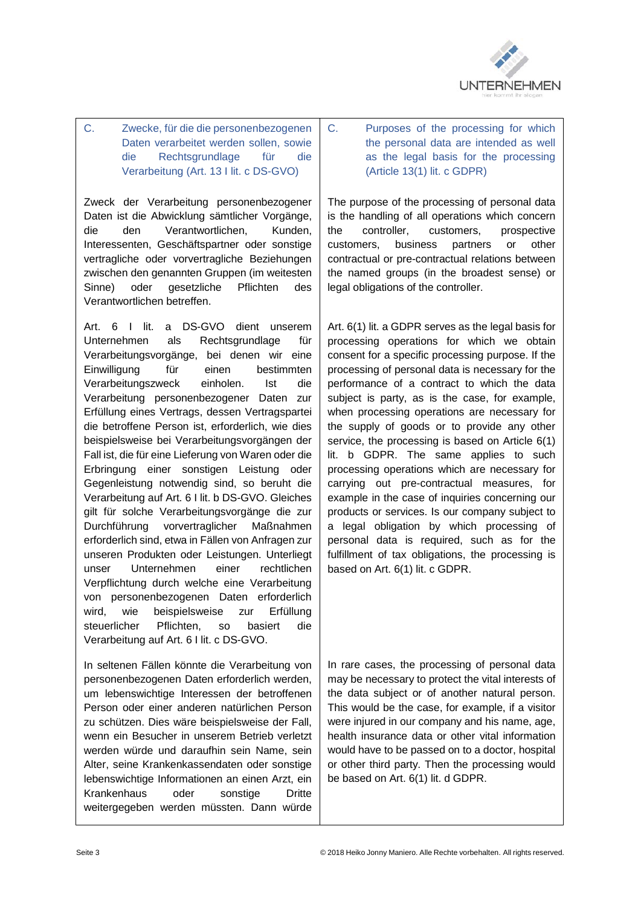### C. Zwecke, für die die personenbezogenen Daten verarbeitet werden sollen, sowie die Rechtsgrundlage für die Verarbeitung (Art. 13 I lit. c DS-GVO)

Zweck der Verarbeitung personenbezogener Daten ist die Abwicklung sämtlicher Vorgänge, die den Verantwortlichen, Kunden, Interessenten, Geschäftspartner oder sonstige vertragliche oder vorvertragliche Beziehungen zwischen den genannten Gruppen (im weitesten Sinne) oder gesetzliche Pflichten des Verantwortlichen betreffen.

Art. 6 I lit. a DS-GVO dient unserem Unternehmen als Rechtsgrundlage für Verarbeitungsvorgänge, bei denen wir eine Einwilligung für einen bestimmten Verarbeitungszweck einholen. Ist die Verarbeitung personenbezogener Daten zur Erfüllung eines Vertrags, dessen Vertragspartei die betroffene Person ist, erforderlich, wie dies beispielsweise bei Verarbeitungsvorgängen der Fall ist, die für eine Lieferung von Waren oder die Erbringung einer sonstigen Leistung oder Gegenleistung notwendig sind, so beruht die Verarbeitung auf Art. 6 I lit. b DS-GVO. Gleiches gilt für solche Verarbeitungsvorgänge die zur Durchführung vorvertraglicher Maßnahmen erforderlich sind, etwa in Fällen von Anfragen zur unseren Produkten oder Leistungen. Unterliegt unser Unternehmen einer rechtlichen Verpflichtung durch welche eine Verarbeitung von personenbezogenen Daten erforderlich wird, wie beispielsweise zur Erfüllung steuerlicher Pflichten, so basiert die Verarbeitung auf Art. 6 I lit. c DS-GVO.

In seltenen Fällen könnte die Verarbeitung von personenbezogenen Daten erforderlich werden, um lebenswichtige Interessen der betroffenen Person oder einer anderen natürlichen Person zu schützen. Dies wäre beispielsweise der Fall, wenn ein Besucher in unserem Betrieb verletzt werden würde und daraufhin sein Name, sein Alter, seine Krankenkassendaten oder sonstige lebenswichtige Informationen an einen Arzt, ein Krankenhaus oder sonstige Dritte weitergegeben werden müssten. Dann würde

### C. Purposes of the processing for which the personal data are intended as well as the legal basis for the processing (Article 13(1) lit. c GDPR)

The purpose of the processing of personal data is the handling of all operations which concern the controller, customers, prospective customers, business partners or other contractual or pre-contractual relations between the named groups (in the broadest sense) or legal obligations of the controller.

Art. 6(1) lit. a GDPR serves as the legal basis for processing operations for which we obtain consent for a specific processing purpose. If the processing of personal data is necessary for the performance of a contract to which the data subject is party, as is the case, for example, when processing operations are necessary for the supply of goods or to provide any other service, the processing is based on Article 6(1) lit. b GDPR. The same applies to such processing operations which are necessary for carrying out pre-contractual measures, for example in the case of inquiries concerning our products or services. Is our company subject to a legal obligation by which processing of personal data is required, such as for the fulfillment of tax obligations, the processing is based on Art. 6(1) lit. c GDPR.

In rare cases, the processing of personal data may be necessary to protect the vital interests of the data subject or of another natural person. This would be the case, for example, if a visitor were injured in our company and his name, age, health insurance data or other vital information would have to be passed on to a doctor, hospital or other third party. Then the processing would be based on Art. 6(1) lit. d GDPR.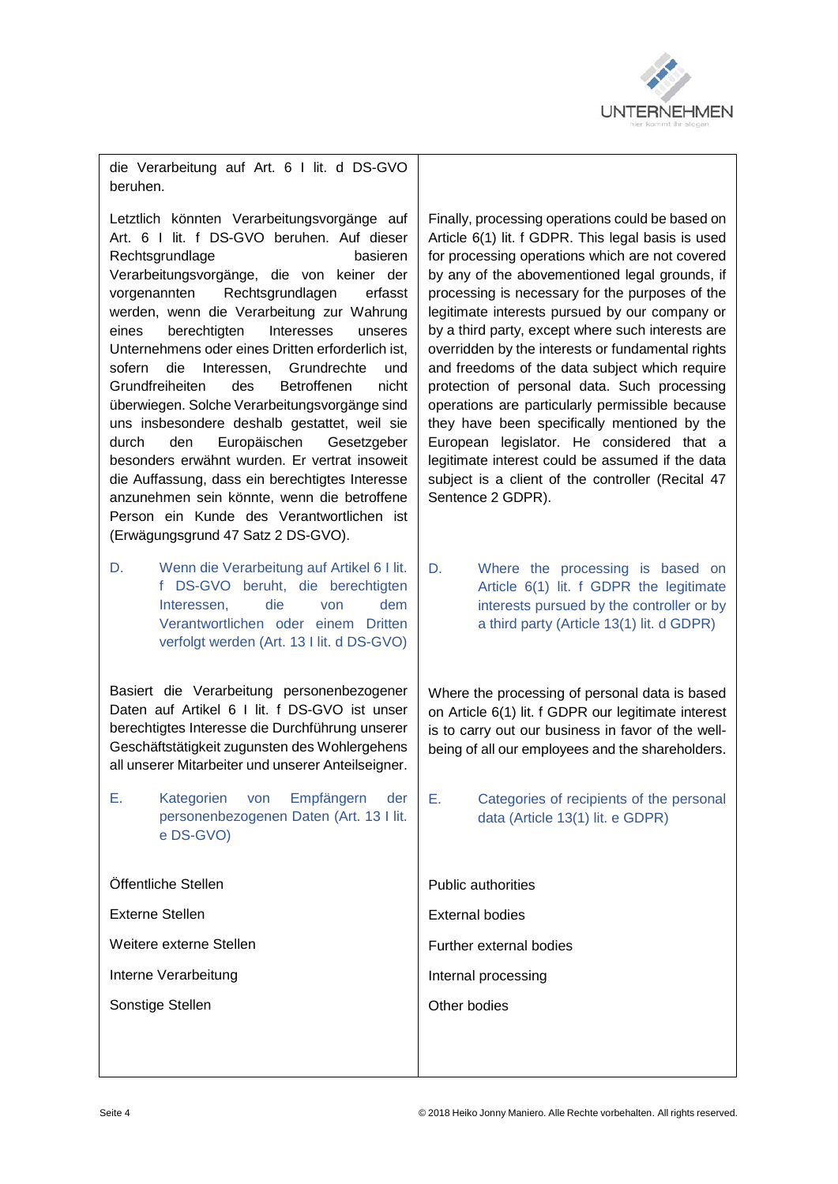die Verarbeitung auf Art. 6 I lit. d DS-GVO beruhen.

Letztlich könnten Verarbeitungsvorgänge auf Art. 6 I lit. f DS-GVO beruhen. Auf dieser Rechtsgrundlage basieren Verarbeitungsvorgänge, die von keiner der vorgenannten Rechtsgrundlagen erfasst werden, wenn die Verarbeitung zur Wahrung eines berechtigten Interesses unseres Unternehmens oder eines Dritten erforderlich ist, sofern die Interessen, Grundrechte und Grundfreiheiten des Betroffenen nicht überwiegen. Solche Verarbeitungsvorgänge sind uns insbesondere deshalb gestattet, weil sie durch den Europäischen Gesetzgeber besonders erwähnt wurden. Er vertrat insoweit die Auffassung, dass ein berechtigtes Interesse anzunehmen sein könnte, wenn die betroffene Person ein Kunde des Verantwortlichen ist (Erwägungsgrund 47 Satz 2 DS-GVO).

Finally, processing operations could be based on Article 6(1) lit. f GDPR. This legal basis is used for processing operations which are not covered by any of the abovementioned legal grounds, if processing is necessary for the purposes of the legitimate interests pursued by our company or by a third party, except where such interests are overridden by the interests or fundamental rights and freedoms of the data subject which require protection of personal data. Such processing operations are particularly permissible because they have been specifically mentioned by the European legislator. He considered that a legitimate interest could be assumed if the data subject is a client of the controller (Recital 47 Sentence 2 GDPR).

## D. Wenn die Verarbeitung auf Artikel 6 I lit. f DS-GVO beruht, die berechtigten Interessen, die von dem Verantwortlichen oder einem Dritten verfolgt werden (Art. 13 I lit. d DS-GVO)

## D. Where the processing is based on Article 6(1) lit. f GDPR the legitimate interests pursued by the controller or by a third party (Article 13(1) lit. d GDPR)

Basiert die Verarbeitung personenbezogener Daten auf Artikel 6 I lit. f DS-GVO ist unser berechtigtes Interesse die Durchführung unserer Geschäftstätigkeit zugunsten des Wohlergehens all unserer Mitarbeiter und unserer Anteilseigner.

Where the processing of personal data is based on Article 6(1) lit. f GDPR our legitimate interest is to carry out our business in favor of the well-being of all our employees and the shareholders.

## E. Kategorien von Empfängern der personenbezogenen Daten (Art. 13 I lit. e DS-GVO)

## E. Categories of recipients of the personal data (Article 13(1) lit. e GDPR)

Öffentliche Stellen

Externe Stellen

Weitere externe Stellen

Interne Verarbeitung

Sonstige Stellen

Public authorities

External bodies

Further external bodies

Internal processing

Other bodies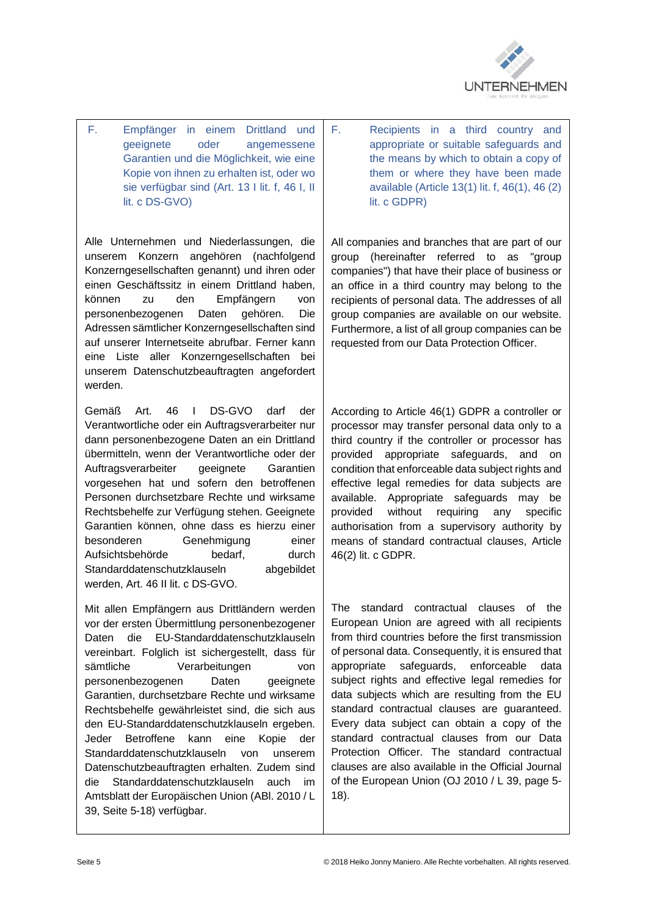## F. Empfänger in einem Drittland und geeignete oder angemessene Garantien und die Möglichkeit, wie eine Kopie von ihnen zu erhalten ist, oder wo sie verfügbar sind (Art. 13 I lit. f, 46 I, II lit. c DS-GVO)

Alle Unternehmen und Niederlassungen, die unserem Konzern angehören (nachfolgend Konzerngesellschaften genannt) und ihren oder einen Geschäftssitz in einem Drittland haben, können zu den Empfängern von personenbezogenen Daten gehören. Die Adressen sämtlicher Konzerngesellschaften sind auf unserer Internetseite abrufbar. Ferner kann eine Liste aller Konzerngesellschaften bei unserem Datenschutzbeauftragten angefordert werden.

Gemäß Art. 46 I DS-GVO darf der Verantwortliche oder ein Auftragsverarbeiter nur dann personenbezogene Daten an ein Drittland übermitteln, wenn der Verantwortliche oder der Auftragsverarbeiter geeignete Garantien vorgesehen hat und sofern den betroffenen Personen durchsetzbare Rechte und wirksame Rechtsbehelfe zur Verfügung stehen. Geeignete Garantien können, ohne dass es hierzu einer besonderen Genehmigung einer Aufsichtsbehörde bedarf, durch Standarddatenschutzklauseln abgebildet werden, Art. 46 II lit. c DS-GVO.

Mit allen Empfängern aus Drittländern werden vor der ersten Übermittlung personenbezogener Daten die EU-Standarddatenschutzklauseln vereinbart. Folglich ist sichergestellt, dass für sämtliche Verarbeitungen von personenbezogenen Daten geeignete Garantien, durchsetzbare Rechte und wirksame Rechtsbehelfe gewährleistet sind, die sich aus den EU-Standarddatenschutzklauseln ergeben. Jeder Betroffene kann eine Kopie der Standarddatenschutzklauseln von unserem Datenschutzbeauftragten erhalten. Zudem sind die Standarddatenschutzklauseln auch im Amtsblatt der Europäischen Union (ABl. 2010 / L 39, Seite 5-18) verfügbar.

## F. Recipients in a third country and appropriate or suitable safeguards and the means by which to obtain a copy of them or where they have been made available (Article 13(1) lit. f, 46(1), 46 (2) lit. c GDPR)

All companies and branches that are part of our group (hereinafter referred to as "group companies") that have their place of business or an office in a third country may belong to the recipients of personal data. The addresses of all group companies are available on our website. Furthermore, a list of all group companies can be requested from our Data Protection Officer.

According to Article 46(1) GDPR a controller or processor may transfer personal data only to a third country if the controller or processor has provided appropriate safeguards, and on condition that enforceable data subject rights and effective legal remedies for data subjects are available. Appropriate safeguards may be provided without requiring any specific authorisation from a supervisory authority by means of standard contractual clauses, Article 46(2) lit. c GDPR.

The standard contractual clauses of the European Union are agreed with all recipients from third countries before the first transmission of personal data. Consequently, it is ensured that appropriate safeguards, enforceable data subject rights and effective legal remedies for data subjects which are resulting from the EU standard contractual clauses are guaranteed. Every data subject can obtain a copy of the standard contractual clauses from our Data Protection Officer. The standard contractual clauses are also available in the Official Journal of the European Union (OJ 2010 / L 39, page 5-18).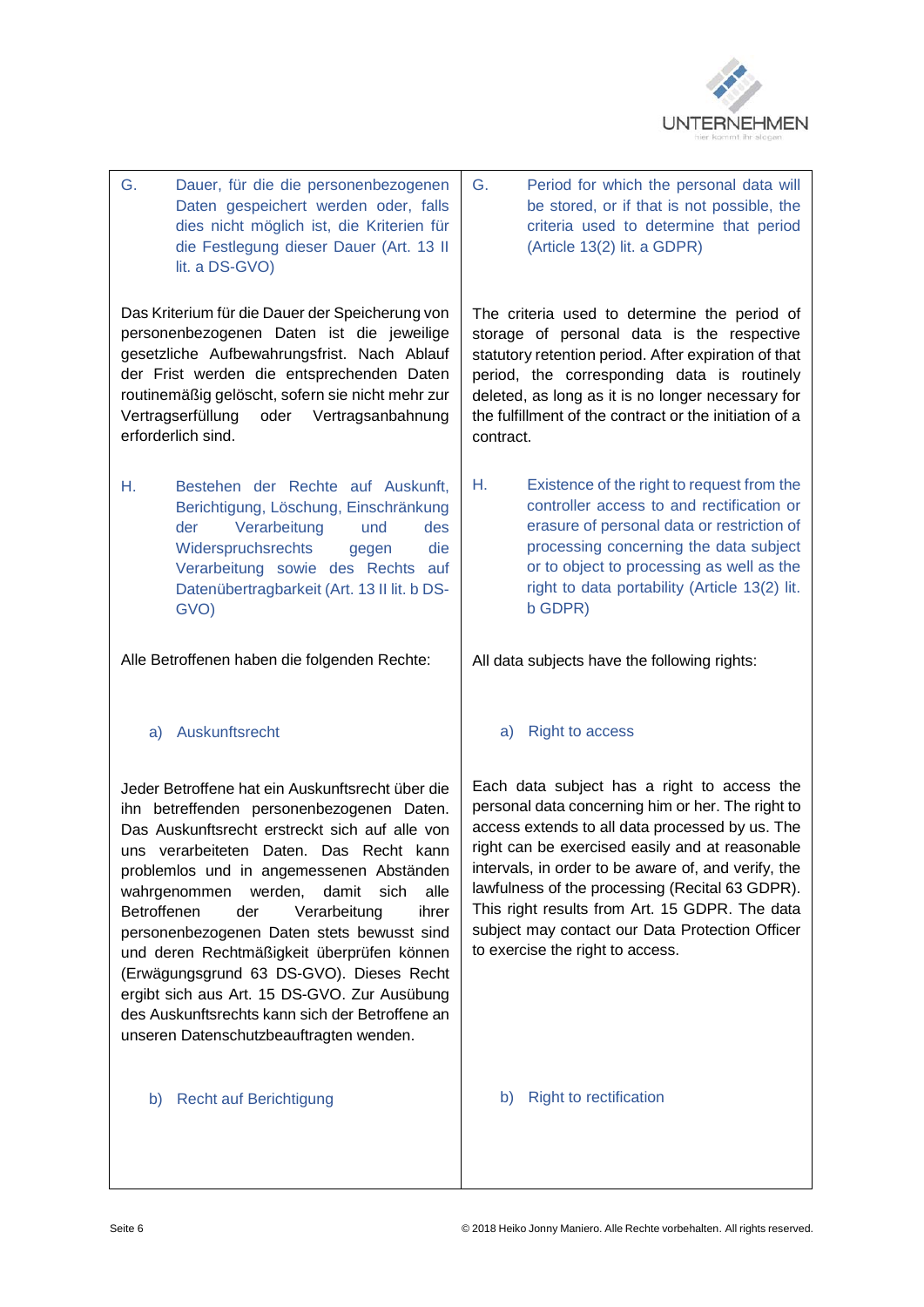| | |
|---|---|
| G. Dauer, für die die personenbezogenen Daten gespeichert werden oder, falls dies nicht möglich ist, die Kriterien für die Festlegung dieser Dauer (Art. 13 II lit. a DS-GVO) | G. Period for which the personal data will be stored, or if that is not possible, the criteria used to determine that period (Article 13(2) lit. a GDPR) |
| Das Kriterium für die Dauer der Speicherung von personenbezogenen Daten ist die jeweilige gesetzliche Aufbewahrungsfrist. Nach Ablauf der Frist werden die entsprechenden Daten routinemäßig gelöscht, sofern sie nicht mehr zur Vertragserfüllung oder Vertragsanbahnung erforderlich sind. | The criteria used to determine the period of storage of personal data is the respective statutory retention period. After expiration of that period, the corresponding data is routinely deleted, as long as it is no longer necessary for the fulfillment of the contract or the initiation of a contract. |
| H. Bestehen der Rechte auf Auskunft, Berichtigung, Löschung, Einschränkung der Verarbeitung und des Widerspruchsrechts gegen die Verarbeitung sowie des Rechts auf Datenübertragbarkeit (Art. 13 II lit. b DS-GVO) | H. Existence of the right to request from the controller access to and rectification or erasure of personal data or restriction of processing concerning the data subject or to object to processing as well as the right to data portability (Article 13(2) lit. b GDPR) |
| Alle Betroffenen haben die folgenden Rechte: | All data subjects have the following rights: |
| a) Auskunftsrecht | a) Right to access |
| Jeder Betroffene hat ein Auskunftsrecht über die ihn betreffenden personenbezogenen Daten. Das Auskunftsrecht erstreckt sich auf alle von uns verarbeiteten Daten. Das Recht kann problemlos und in angemessenen Abständen wahrgenommen werden, damit sich alle Betroffenen der Verarbeitung ihrer personenbezogenen Daten stets bewusst sind und deren Rechtmäßigkeit überprüfen können (Erwägungsgrund 63 DS-GVO). Dieses Recht ergibt sich aus Art. 15 DS-GVO. Zur Ausübung des Auskunftsrechts kann sich der Betroffene an unseren Datenschutzbeauftragten wenden. | Each data subject has a right to access the personal data concerning him or her. The right to access extends to all data processed by us. The right can be exercised easily and at reasonable intervals, in order to be aware of, and verify, the lawfulness of the processing (Recital 63 GDPR). This right results from Art. 15 GDPR. The data subject may contact our Data Protection Officer to exercise the right to access. |
| b) Recht auf Berichtigung | b) Right to rectification |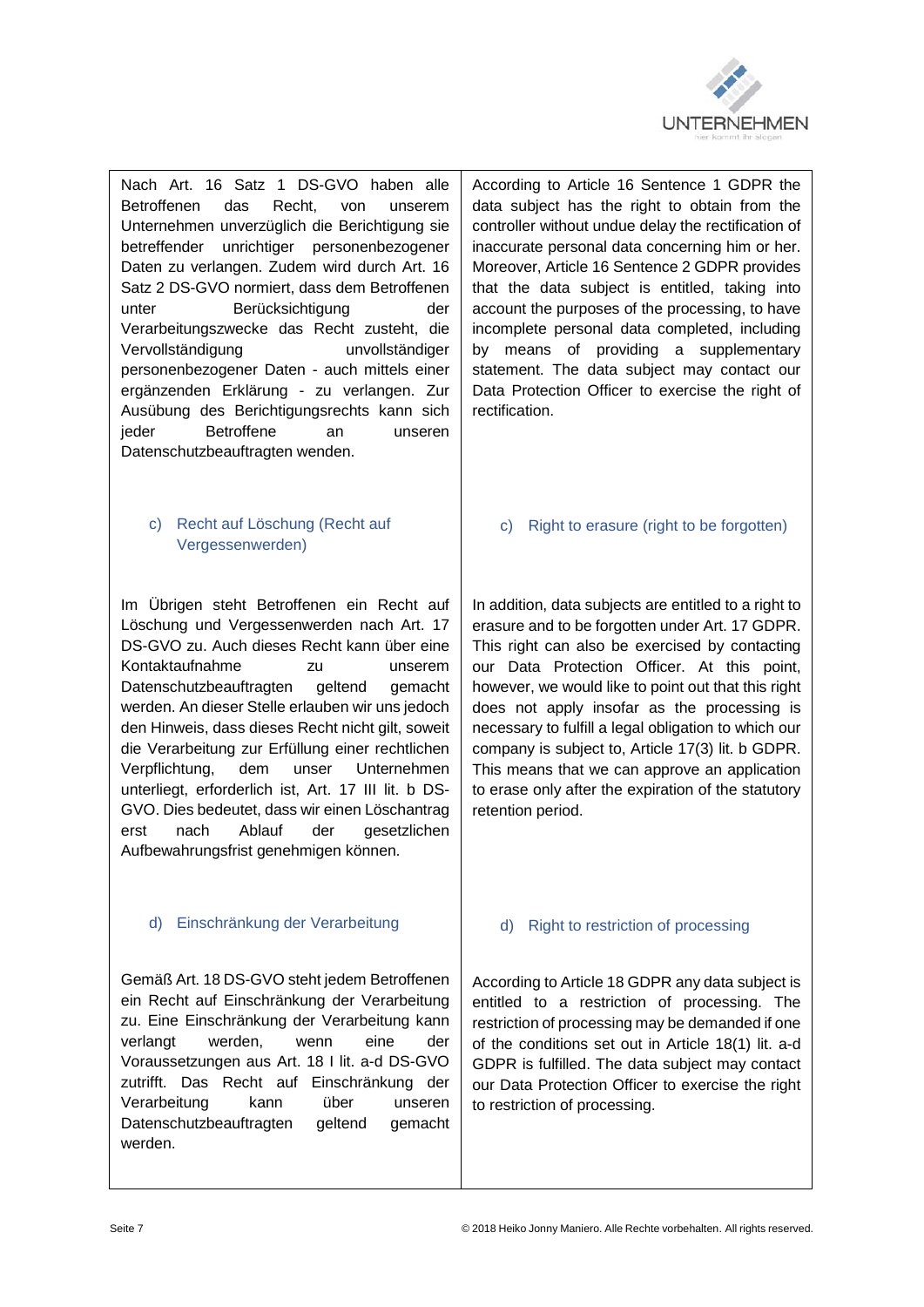Nach Art. 16 Satz 1 DS-GVO haben alle Betroffenen das Recht, von unserem Unternehmen unverzüglich die Berichtigung sie betreffender unrichtiger personenbezogener Daten zu verlangen. Zudem wird durch Art. 16 Satz 2 DS-GVO normiert, dass dem Betroffenen unter Berücksichtigung der Verarbeitungszwecke das Recht zusteht, die Vervollständigung unvollständiger personenbezogener Daten - auch mittels einer ergänzenden Erklärung - zu verlangen. Zur Ausübung des Berichtigungsrechts kann sich jeder Betroffene an unseren Datenschutzbeauftragten wenden.

According to Article 16 Sentence 1 GDPR the data subject has the right to obtain from the controller without undue delay the rectification of inaccurate personal data concerning him or her. Moreover, Article 16 Sentence 2 GDPR provides that the data subject is entitled, taking into account the purposes of the processing, to have incomplete personal data completed, including by means of providing a supplementary statement. The data subject may contact our Data Protection Officer to exercise the right of rectification.

### c) Recht auf Löschung (Recht auf Vergessenwerden)

### c) Right to erasure (right to be forgotten)

Im Übrigen steht Betroffenen ein Recht auf Löschung und Vergessenwerden nach Art. 17 DS-GVO zu. Auch dieses Recht kann über eine Kontaktaufnahme zu unserem Datenschutzbeauftragten geltend gemacht werden. An dieser Stelle erlauben wir uns jedoch den Hinweis, dass dieses Recht nicht gilt, soweit die Verarbeitung zur Erfüllung einer rechtlichen Verpflichtung, dem unser Unternehmen unterliegt, erforderlich ist, Art. 17 III lit. b DS-GVO. Dies bedeutet, dass wir einen Löschantrag erst nach Ablauf der gesetzlichen Aufbewahrungsfrist genehmigen können.

In addition, data subjects are entitled to a right to erasure and to be forgotten under Art. 17 GDPR. This right can also be exercised by contacting our Data Protection Officer. At this point, however, we would like to point out that this right does not apply insofar as the processing is necessary to fulfill a legal obligation to which our company is subject to, Article 17(3) lit. b GDPR. This means that we can approve an application to erase only after the expiration of the statutory retention period.

### d) Einschränkung der Verarbeitung

### d) Right to restriction of processing

Gemäß Art. 18 DS-GVO steht jedem Betroffenen ein Recht auf Einschränkung der Verarbeitung zu. Eine Einschränkung der Verarbeitung kann verlangt werden, wenn eine der Voraussetzungen aus Art. 18 I lit. a-d DS-GVO zutrifft. Das Recht auf Einschränkung der Verarbeitung kann über unseren Datenschutzbeauftragten geltend gemacht werden.

According to Article 18 GDPR any data subject is entitled to a restriction of processing. The restriction of processing may be demanded if one of the conditions set out in Article 18(1) lit. a-d GDPR is fulfilled. The data subject may contact our Data Protection Officer to exercise the right to restriction of processing.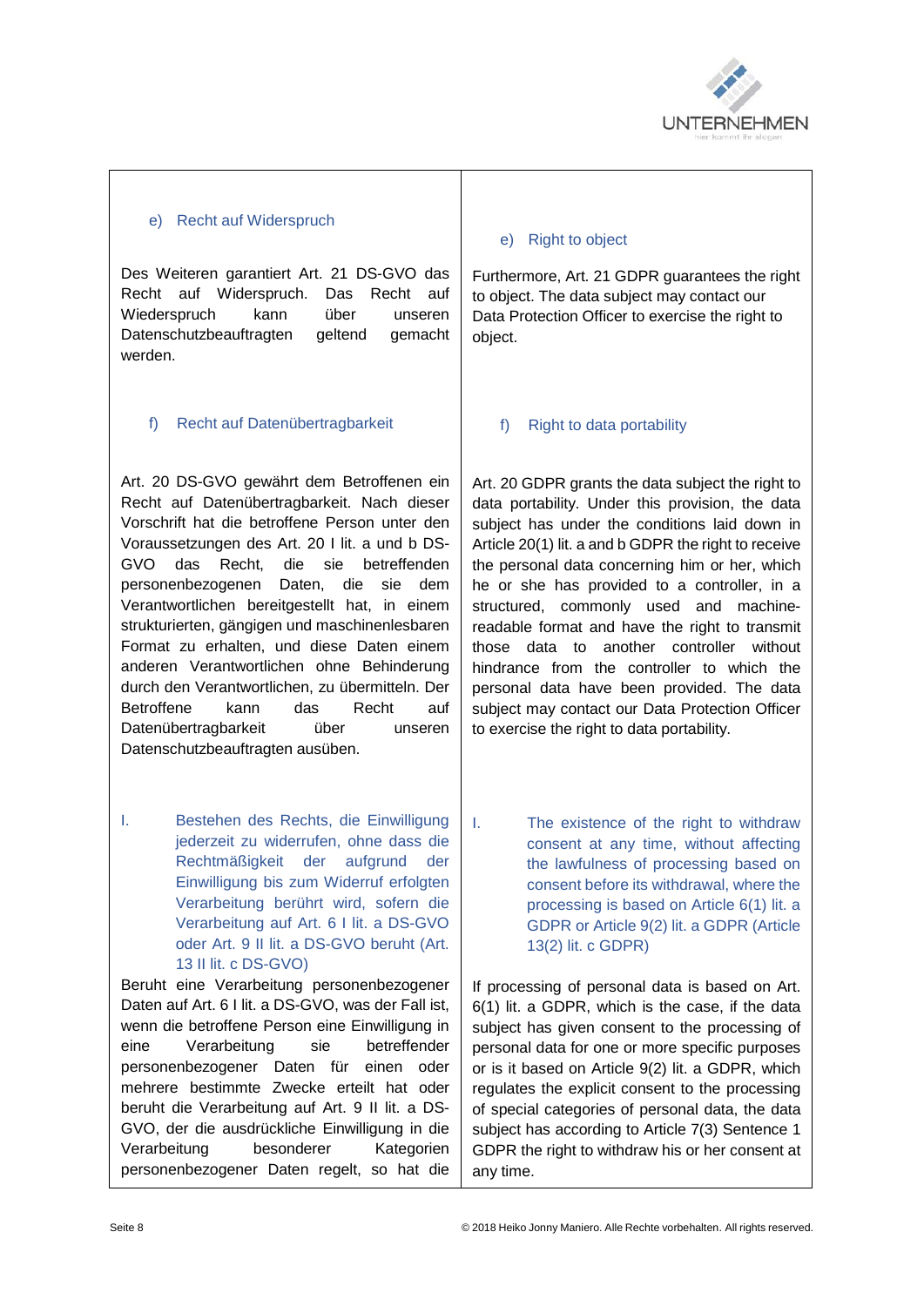#### e) Recht auf Widerspruch

Des Weiteren garantiert Art. 21 DS-GVO das Recht auf Widerspruch. Das Recht auf Wiederspruch kann über unseren Datenschutzbeauftragten geltend gemacht werden.

#### e) Right to object

Furthermore, Art. 21 GDPR guarantees the right to object. The data subject may contact our Data Protection Officer to exercise the right to object.

#### f) Recht auf Datenübertragbarkeit

Art. 20 DS-GVO gewährt dem Betroffenen ein Recht auf Datenübertragbarkeit. Nach dieser Vorschrift hat die betroffene Person unter den Voraussetzungen des Art. 20 I lit. a und b DS-GVO das Recht, die sie betreffenden personenbezogenen Daten, die sie dem Verantwortlichen bereitgestellt hat, in einem strukturierten, gängigen und maschinenlesbaren Format zu erhalten, und diese Daten einem anderen Verantwortlichen ohne Behinderung durch den Verantwortlichen, zu übermitteln. Der Betroffene kann das Recht auf Datenübertragbarkeit über unseren Datenschutzbeauftragten ausüben.

#### f) Right to data portability

Art. 20 GDPR grants the data subject the right to data portability. Under this provision, the data subject has under the conditions laid down in Article 20(1) lit. a and b GDPR the right to receive the personal data concerning him or her, which he or she has provided to a controller, in a structured, commonly used and machine-readable format and have the right to transmit those data to another controller without hindrance from the controller to which the personal data have been provided. The data subject may contact our Data Protection Officer to exercise the right to data portability.

### I. Bestehen des Rechts, die Einwilligung jederzeit zu widerrufen, ohne dass die Rechtmäßigkeit der aufgrund der Einwilligung bis zum Widerruf erfolgten Verarbeitung berührt wird, sofern die Verarbeitung auf Art. 6 I lit. a DS-GVO oder Art. 9 II lit. a DS-GVO beruht (Art. 13 II lit. c DS-GVO)

Beruht eine Verarbeitung personenbezogener Daten auf Art. 6 I lit. a DS-GVO, was der Fall ist, wenn die betroffene Person eine Einwilligung in eine Verarbeitung sie betreffender personenbezogener Daten für einen oder mehrere bestimmte Zwecke erteilt hat oder beruht die Verarbeitung auf Art. 9 II lit. a DS-GVO, der die ausdrückliche Einwilligung in die Verarbeitung besonderer Kategorien personenbezogener Daten regelt, so hat die

### I. The existence of the right to withdraw consent at any time, without affecting the lawfulness of processing based on consent before its withdrawal, where the processing is based on Article 6(1) lit. a GDPR or Article 9(2) lit. a GDPR (Article 13(2) lit. c GDPR)

If processing of personal data is based on Art. 6(1) lit. a GDPR, which is the case, if the data subject has given consent to the processing of personal data for one or more specific purposes or is it based on Article 9(2) lit. a GDPR, which regulates the explicit consent to the processing of special categories of personal data, the data subject has according to Article 7(3) Sentence 1 GDPR the right to withdraw his or her consent at any time.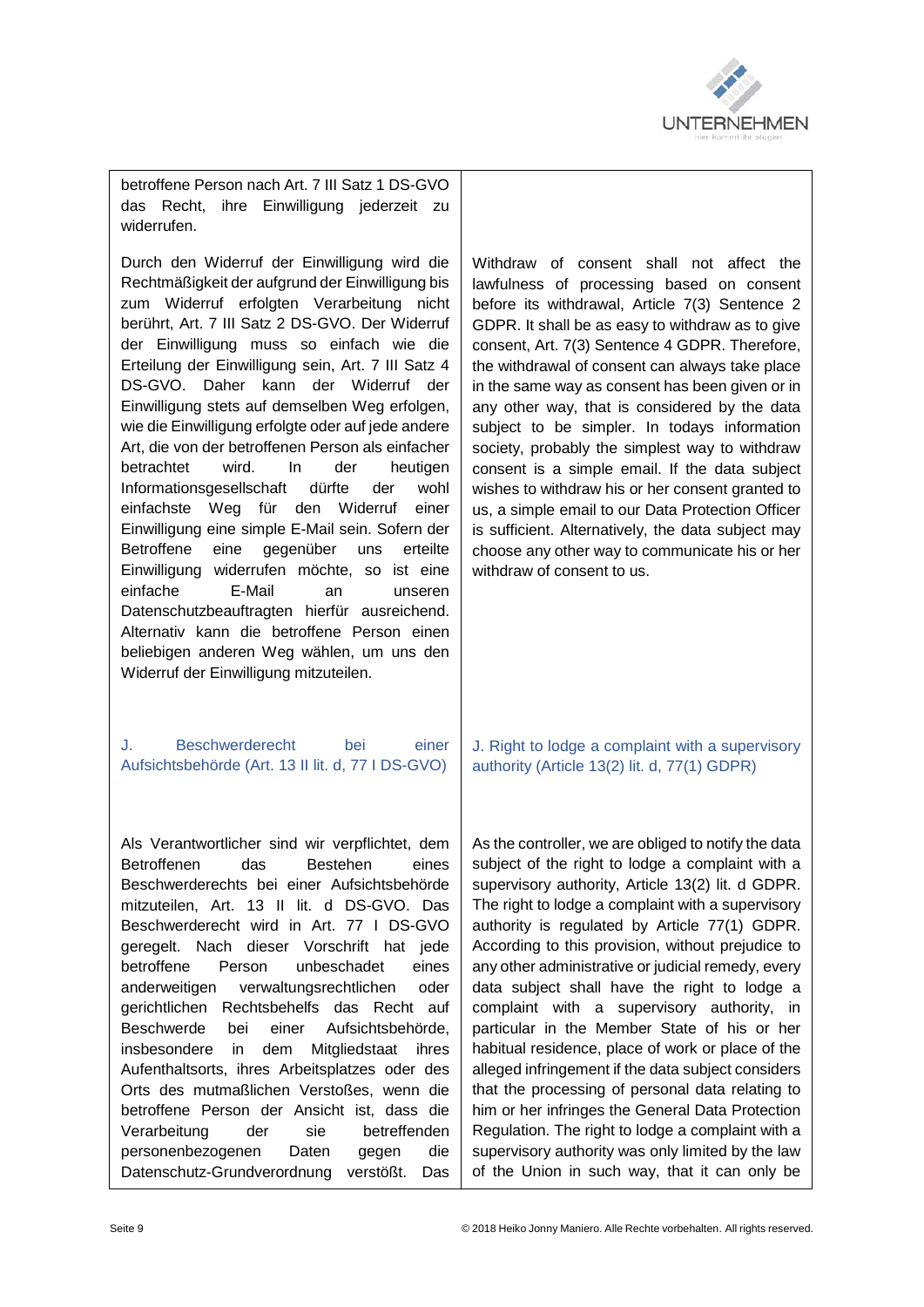| | |
|---|---|
| betroffene Person nach Art. 7 III Satz 1 DS-GVO das Recht, ihre Einwilligung jederzeit zu widerrufen. | |
| Durch den Widerruf der Einwilligung wird die Rechtmäßigkeit der aufgrund der Einwilligung bis zum Widerruf erfolgten Verarbeitung nicht berührt, Art. 7 III Satz 2 DS-GVO. Der Widerruf der Einwilligung muss so einfach wie die Erteilung der Einwilligung sein, Art. 7 III Satz 4 DS-GVO. Daher kann der Widerruf der Einwilligung stets auf demselben Weg erfolgen, wie die Einwilligung erfolgte oder auf jede andere Art, die von der betroffenen Person als einfacher betrachtet wird. In der heutigen Informationsgesellschaft dürfte der wohl einfachste Weg für den Widerruf einer Einwilligung eine simple E-Mail sein. Sofern der Betroffene eine gegenüber uns erteilte Einwilligung widerrufen möchte, so ist eine einfache E-Mail an unseren Datenschutzbeauftragten hierfür ausreichend. Alternativ kann die betroffene Person einen beliebigen anderen Weg wählen, um uns den Widerruf der Einwilligung mitzuteilen. | Withdraw of consent shall not affect the lawfulness of processing based on consent before its withdrawal, Article 7(3) Sentence 2 GDPR. It shall be as easy to withdraw as to give consent, Art. 7(3) Sentence 4 GDPR. Therefore, the withdrawal of consent can always take place in the same way as consent has been given or in any other way, that is considered by the data subject to be simpler. In todays information society, probably the simplest way to withdraw consent is a simple email. If the data subject wishes to withdraw his or her consent granted to us, a simple email to our Data Protection Officer is sufficient. Alternatively, the data subject may choose any other way to communicate his or her withdraw of consent to us. |
| J. Beschwerderecht bei einer Aufsichtsbehörde (Art. 13 II lit. d, 77 I DS-GVO) | J. Right to lodge a complaint with a supervisory authority (Article 13(2) lit. d, 77(1) GDPR) |
| Als Verantwortlicher sind wir verpflichtet, dem Betroffenen das Bestehen eines Beschwerderechts bei einer Aufsichtsbehörde mitzuteilen, Art. 13 II lit. d DS-GVO. Das Beschwerderecht wird in Art. 77 I DS-GVO geregelt. Nach dieser Vorschrift hat jede betroffene Person unbeschadet eines anderweitigen verwaltungsrechtlichen oder gerichtlichen Rechtsbehelfs das Recht auf Beschwerde bei einer Aufsichtsbehörde, insbesondere in dem Mitgliedstaat ihres Aufenthaltsorts, ihres Arbeitsplatzes oder des Orts des mutmaßlichen Verstoßes, wenn die betroffene Person der Ansicht ist, dass die Verarbeitung der sie betreffenden personenbezogenen Daten gegen die Datenschutz-Grundverordnung verstößt. Das | As the controller, we are obliged to notify the data subject of the right to lodge a complaint with a supervisory authority, Article 13(2) lit. d GDPR. The right to lodge a complaint with a supervisory authority is regulated by Article 77(1) GDPR. According to this provision, without prejudice to any other administrative or judicial remedy, every data subject shall have the right to lodge a complaint with a supervisory authority, in particular in the Member State of his or her habitual residence, place of work or place of the alleged infringement if the data subject considers that the processing of personal data relating to him or her infringes the General Data Protection Regulation. The right to lodge a complaint with a supervisory authority was only limited by the law of the Union in such way, that it can only be |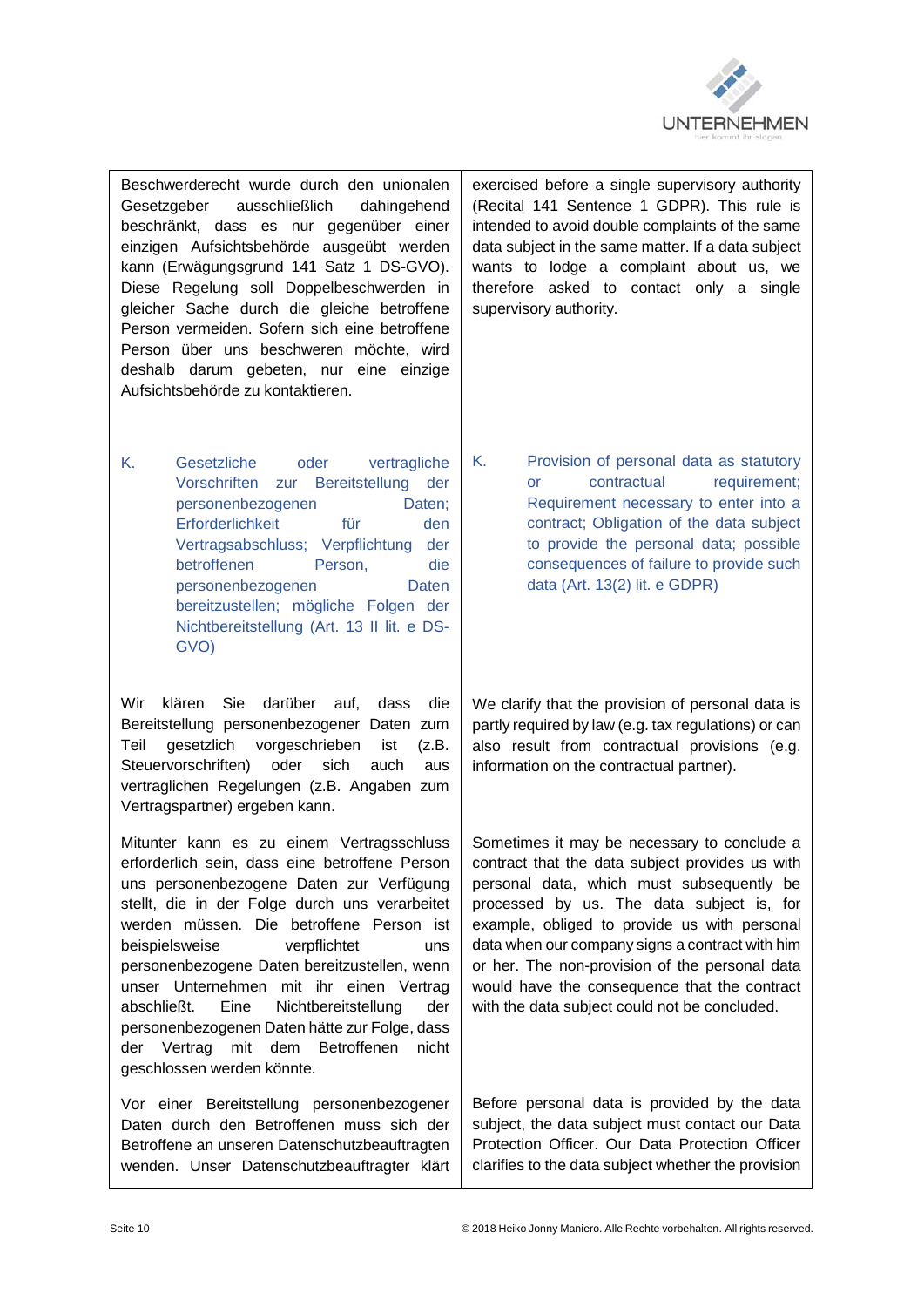| | |
|---|---|
| Beschwerderecht wurde durch den unionalen Gesetzgeber ausschließlich dahingehend beschränkt, dass es nur gegenüber einer einzigen Aufsichtsbehörde ausgeübt werden kann (Erwägungsgrund 141 Satz 1 DS-GVO). Diese Regelung soll Doppelbeschwerden in gleicher Sache durch die gleiche betroffene Person vermeiden. Sofern sich eine betroffene Person über uns beschweren möchte, wird deshalb darum gebeten, nur eine einzige Aufsichtsbehörde zu kontaktieren. | exercised before a single supervisory authority (Recital 141 Sentence 1 GDPR). This rule is intended to avoid double complaints of the same data subject in the same matter. If a data subject wants to lodge a complaint about us, we therefore asked to contact only a single supervisory authority. |
| K. Gesetzliche oder vertragliche Vorschriften zur Bereitstellung der personenbezogenen Daten; Erforderlichkeit für den Vertragsabschluss; Verpflichtung der betroffenen Person, die personenbezogenen Daten bereitzustellen; mögliche Folgen der Nichtbereitstellung (Art. 13 II lit. e DS-GVO) | K. Provision of personal data as statutory or contractual requirement; Requirement necessary to enter into a contract; Obligation of the data subject to provide the personal data; possible consequences of failure to provide such data (Art. 13(2) lit. e GDPR) |
| Wir klären Sie darüber auf, dass die Bereitstellung personenbezogener Daten zum Teil gesetzlich vorgeschrieben ist (z.B. Steuervorschriften) oder sich auch aus vertraglichen Regelungen (z.B. Angaben zum Vertragspartner) ergeben kann. | We clarify that the provision of personal data is partly required by law (e.g. tax regulations) or can also result from contractual provisions (e.g. information on the contractual partner). |
| Mitunter kann es zu einem Vertragsschluss erforderlich sein, dass eine betroffene Person uns personenbezogene Daten zur Verfügung stellt, die in der Folge durch uns verarbeitet werden müssen. Die betroffene Person ist beispielsweise verpflichtet uns personenbezogene Daten bereitzustellen, wenn unser Unternehmen mit ihr einen Vertrag abschließt. Eine Nichtbereitstellung der personenbezogenen Daten hätte zur Folge, dass der Vertrag mit dem Betroffenen nicht geschlossen werden könnte. | Sometimes it may be necessary to conclude a contract that the data subject provides us with personal data, which must subsequently be processed by us. The data subject is, for example, obliged to provide us with personal data when our company signs a contract with him or her. The non-provision of the personal data would have the consequence that the contract with the data subject could not be concluded. |
| Vor einer Bereitstellung personenbezogener Daten durch den Betroffenen muss sich der Betroffene an unseren Datenschutzbeauftragten wenden. Unser Datenschutzbeauftragter klärt | Before personal data is provided by the data subject, the data subject must contact our Data Protection Officer. Our Data Protection Officer clarifies to the data subject whether the provision |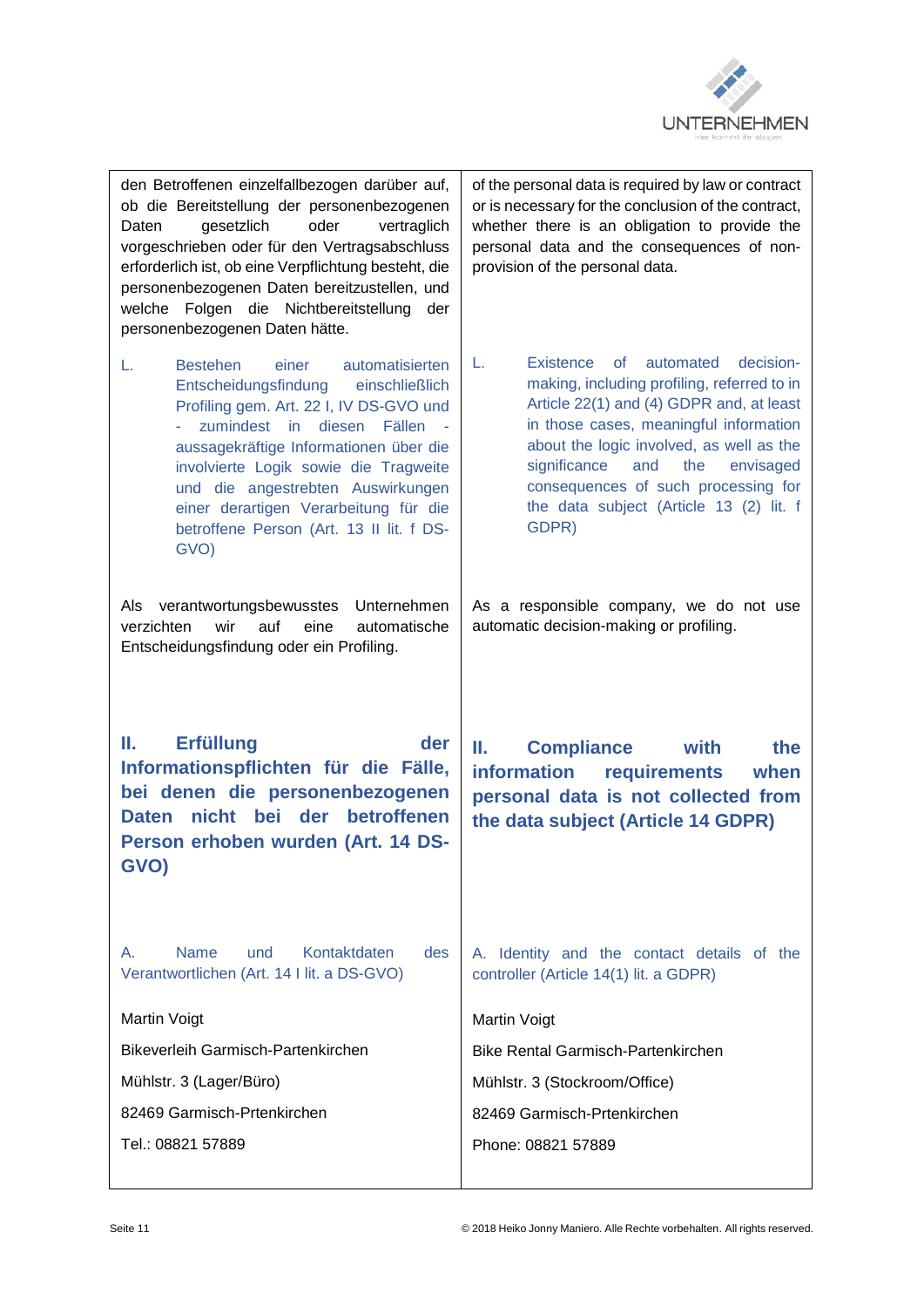| | |
|---|---|
| den Betroffenen einzelfallbezogen darüber auf, ob die Bereitstellung der personenbezogenen Daten gesetzlich oder vertraglich vorgeschrieben oder für den Vertragsabschluss erforderlich ist, ob eine Verpflichtung besteht, die personenbezogenen Daten bereitzustellen, und welche Folgen die Nichtbereitstellung der personenbezogenen Daten hätte. | of the personal data is required by law or contract or is necessary for the conclusion of the contract, whether there is an obligation to provide the personal data and the consequences of non-provision of the personal data. |
| L. Bestehen einer automatisierten Entscheidungsfindung einschließlich Profiling gem. Art. 22 I, IV DS-GVO und - zumindest in diesen Fällen - aussagekräftige Informationen über die involvierte Logik sowie die Tragweite und die angestrebten Auswirkungen einer derartigen Verarbeitung für die betroffene Person (Art. 13 II lit. f DS-GVO) | L. Existence of automated decision-making, including profiling, referred to in Article 22(1) and (4) GDPR and, at least in those cases, meaningful information about the logic involved, as well as the significance and the envisaged consequences of such processing for the data subject (Article 13 (2) lit. f GDPR) |
| Als verantwortungsbewusstes Unternehmen verzichten wir auf eine automatische Entscheidungsfindung oder ein Profiling. | As a responsible company, we do not use automatic decision-making or profiling. |
| **II. Erfüllung der Informationspflichten für die Fälle, bei denen die personenbezogenen Daten nicht bei der betroffenen Person erhoben wurden (Art. 14 DS-GVO)** | **II. Compliance with the information requirements when personal data is not collected from the data subject (Article 14 GDPR)** |
| A. Name und Kontaktdaten des Verantwortlichen (Art. 14 I lit. a DS-GVO) | A. Identity and the contact details of the controller (Article 14(1) lit. a GDPR) |
| Martin Voigt<br>Bikeverleih Garmisch-Partenkirchen<br>Mühlstr. 3 (Lager/Büro)<br>82469 Garmisch-Prtenkirchen<br>Tel.: 08821 57889 | Martin Voigt<br>Bike Rental Garmisch-Partenkirchen<br>Mühlstr. 3 (Stockroom/Office)<br>82469 Garmisch-Prtenkirchen<br>Phone: 08821 57889 |

© 2018 Heiko Jonny Maniero. Alle Rechte vorbehalten. All rights reserved.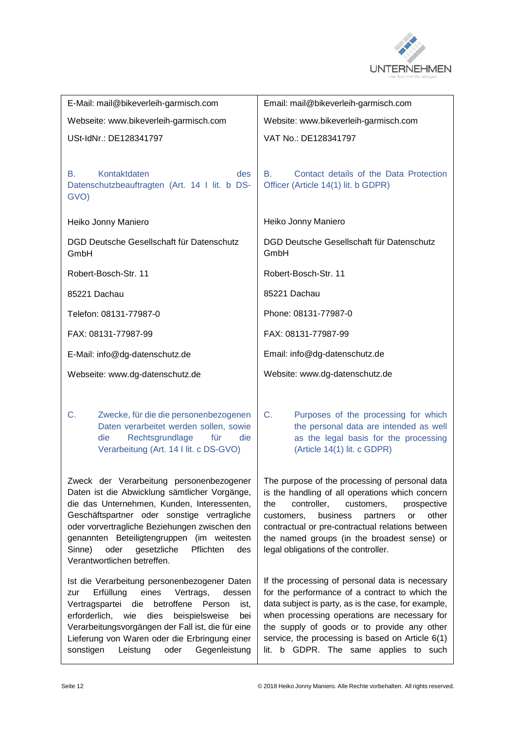| | |
|---|---|
| E-Mail: mail@bikeverleih-garmisch.com | Email: mail@bikeverleih-garmisch.com |
| Webseite: www.bikeverleih-garmisch.com | Website: www.bikeverleih-garmisch.com |
| USt-IdNr.: DE128341797 | VAT No.: DE128341797 |
| **B. Kontaktdaten des Datenschutzbeauftragten (Art. 14 I lit. b DS-GVO)** | **B. Contact details of the Data Protection Officer (Article 14(1) lit. b GDPR)** |
| Heiko Jonny Maniero | Heiko Jonny Maniero |
| DGD Deutsche Gesellschaft für Datenschutz GmbH | DGD Deutsche Gesellschaft für Datenschutz GmbH |
| Robert-Bosch-Str. 11 | Robert-Bosch-Str. 11 |
| 85221 Dachau | 85221 Dachau |
| Telefon: 08131-77987-0 | Phone: 08131-77987-0 |
| FAX: 08131-77987-99 | FAX: 08131-77987-99 |
| E-Mail: info@dg-datenschutz.de | Email: info@dg-datenschutz.de |
| Webseite: www.dg-datenschutz.de | Website: www.dg-datenschutz.de |
| **C. Zwecke, für die die personenbezogenen Daten verarbeitet werden sollen, sowie die Rechtsgrundlage für die Verarbeitung (Art. 14 I lit. c DS-GVO)** | **C. Purposes of the processing for which the personal data are intended as well as the legal basis for the processing (Article 14(1) lit. c GDPR)** |
| Zweck der Verarbeitung personenbezogener Daten ist die Abwicklung sämtlicher Vorgänge, die das Unternehmen, Kunden, Interessenten, Geschäftspartner oder sonstige vertragliche oder vorvertragliche Beziehungen zwischen den genannten Beteiligtengruppen (im weitesten Sinne) oder gesetzliche Pflichten des Verantwortlichen betreffen. | The purpose of the processing of personal data is the handling of all operations which concern the controller, customers, prospective customers, business partners or other contractual or pre-contractual relations between the named groups (in the broadest sense) or legal obligations of the controller. |
| Ist die Verarbeitung personenbezogener Daten zur Erfüllung eines Vertrags, dessen Vertragspartei die betroffene Person ist, erforderlich, wie dies beispielsweise bei Verarbeitungsvorgängen der Fall ist, die für eine Lieferung von Waren oder die Erbringung einer sonstigen Leistung oder Gegenleistung | If the processing of personal data is necessary for the performance of a contract to which the data subject is party, as is the case, for example, when processing operations are necessary for the supply of goods or to provide any other service, the processing is based on Article 6(1) lit. b GDPR. The same applies to such |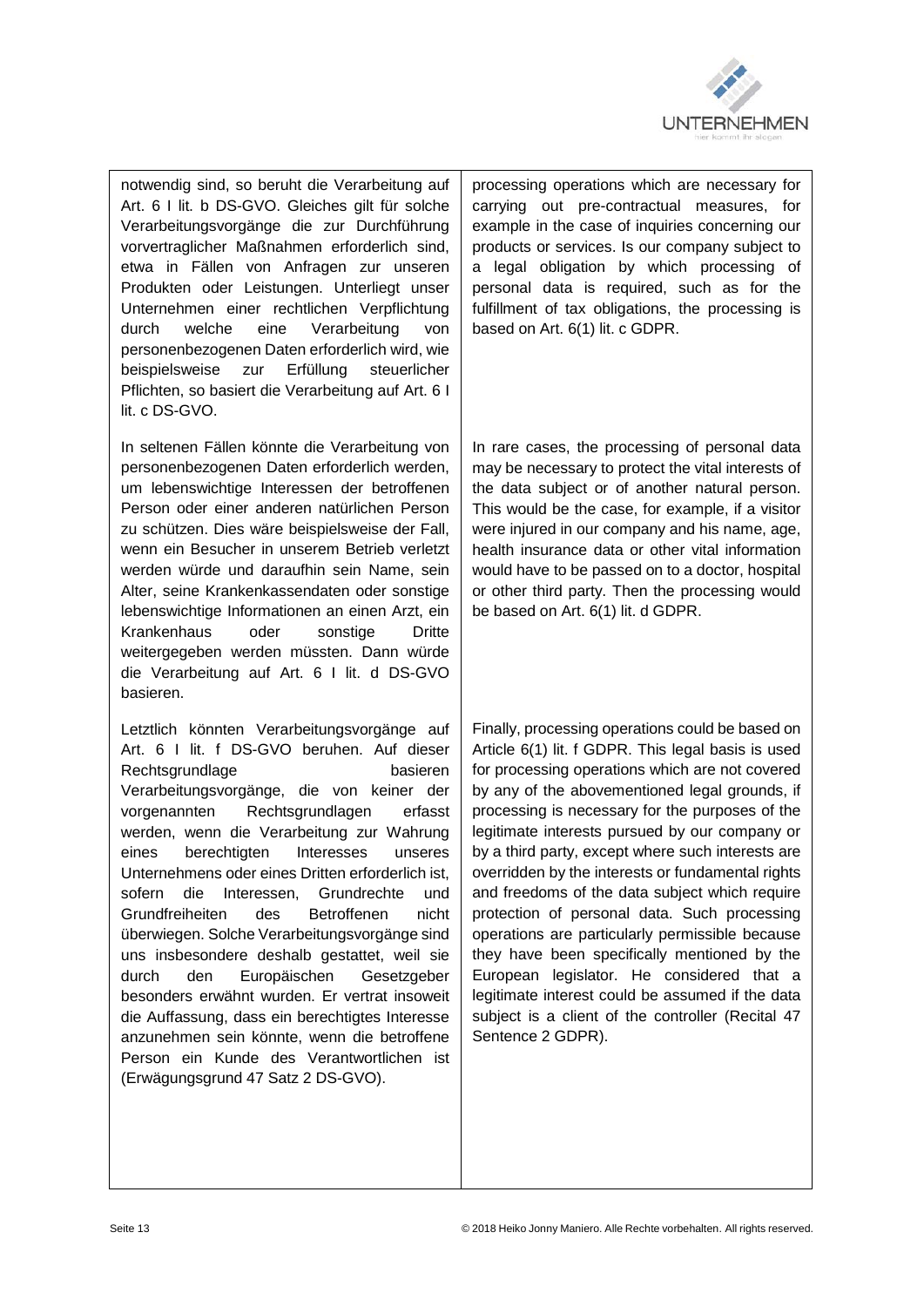| | |
|---|---|
| notwendig sind, so beruht die Verarbeitung auf Art. 6 I lit. b DS-GVO. Gleiches gilt für solche Verarbeitungsvorgänge die zur Durchführung vorvertraglicher Maßnahmen erforderlich sind, etwa in Fällen von Anfragen zur unseren Produkten oder Leistungen. Unterliegt unser Unternehmen einer rechtlichen Verpflichtung durch welche eine Verarbeitung von personenbezogenen Daten erforderlich wird, wie beispielsweise zur Erfüllung steuerlicher Pflichten, so basiert die Verarbeitung auf Art. 6 I lit. c DS-GVO. | processing operations which are necessary for carrying out pre-contractual measures, for example in the case of inquiries concerning our products or services. Is our company subject to a legal obligation by which processing of personal data is required, such as for the fulfillment of tax obligations, the processing is based on Art. 6(1) lit. c GDPR. |
| In seltenen Fällen könnte die Verarbeitung von personenbezogenen Daten erforderlich werden, um lebenswichtige Interessen der betroffenen Person oder einer anderen natürlichen Person zu schützen. Dies wäre beispielsweise der Fall, wenn ein Besucher in unserem Betrieb verletzt werden würde und daraufhin sein Name, sein Alter, seine Krankenkassendaten oder sonstige lebenswichtige Informationen an einen Arzt, ein Krankenhaus oder sonstige Dritte weitergegeben werden müssten. Dann würde die Verarbeitung auf Art. 6 I lit. d DS-GVO basieren. | In rare cases, the processing of personal data may be necessary to protect the vital interests of the data subject or of another natural person. This would be the case, for example, if a visitor were injured in our company and his name, age, health insurance data or other vital information would have to be passed on to a doctor, hospital or other third party. Then the processing would be based on Art. 6(1) lit. d GDPR. |
| Letztlich könnten Verarbeitungsvorgänge auf Art. 6 I lit. f DS-GVO beruhen. Auf dieser Rechtsgrundlage basieren Verarbeitungsvorgänge, die von keiner der vorgenannten Rechtsgrundlagen erfasst werden, wenn die Verarbeitung zur Wahrung eines berechtigten Interesses unseres Unternehmens oder eines Dritten erforderlich ist, sofern die Interessen, Grundrechte und Grundfreiheiten des Betroffenen nicht überwiegen. Solche Verarbeitungsvorgänge sind uns insbesondere deshalb gestattet, weil sie durch den Europäischen Gesetzgeber besonders erwähnt wurden. Er vertrat insoweit die Auffassung, dass ein berechtigtes Interesse anzunehmen sein könnte, wenn die betroffene Person ein Kunde des Verantwortlichen ist (Erwägungsgrund 47 Satz 2 DS-GVO). | Finally, processing operations could be based on Article 6(1) lit. f GDPR. This legal basis is used for processing operations which are not covered by any of the abovementioned legal grounds, if processing is necessary for the purposes of the legitimate interests pursued by our company or by a third party, except where such interests are overridden by the interests or fundamental rights and freedoms of the data subject which require protection of personal data. Such processing operations are particularly permissible because they have been specifically mentioned by the European legislator. He considered that a legitimate interest could be assumed if the data subject is a client of the controller (Recital 47 Sentence 2 GDPR). |

© 2018 Heiko Jonny Maniero. Alle Rechte vorbehalten. All rights reserved.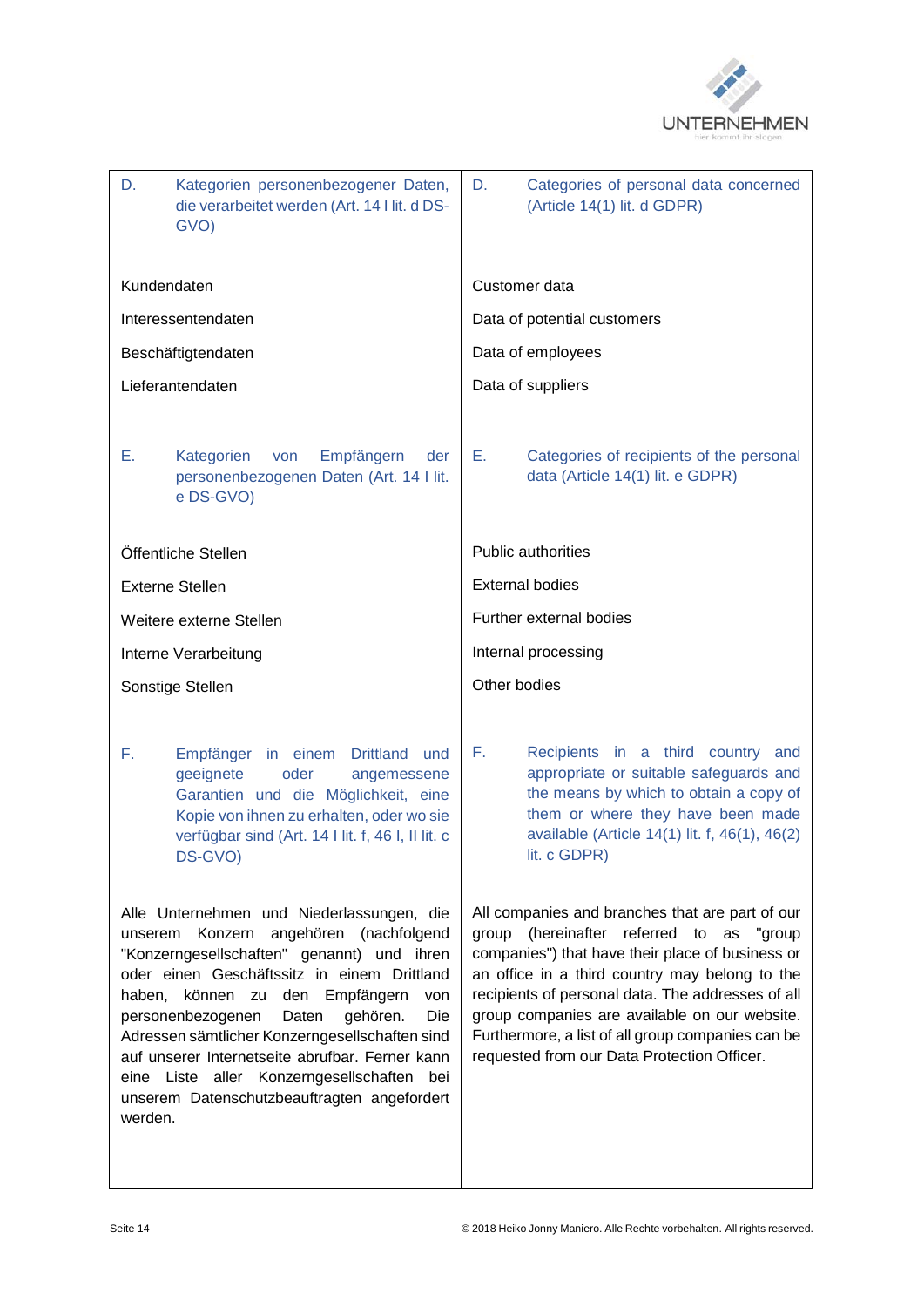| | |
|---|---|
| **D. Kategorien personenbezogener Daten, die verarbeitet werden (Art. 14 I lit. d DS-GVO)** | **D. Categories of personal data concerned (Article 14(1) lit. d GDPR)** |
| Kundendaten | Customer data |
| Interessentendaten | Data of potential customers |
| Beschäftigtendaten | Data of employees |
| Lieferantendaten | Data of suppliers |
| **E. Kategorien von Empfängern der personenbezogenen Daten (Art. 14 I lit. e DS-GVO)** | **E. Categories of recipients of the personal data (Article 14(1) lit. e GDPR)** |
| Öffentliche Stellen | Public authorities |
| Externe Stellen | External bodies |
| Weitere externe Stellen | Further external bodies |
| Interne Verarbeitung | Internal processing |
| Sonstige Stellen | Other bodies |
| **F. Empfänger in einem Drittland und geeignete oder angemessene Garantien und die Möglichkeit, eine Kopie von ihnen zu erhalten, oder wo sie verfügbar sind (Art. 14 I lit. f, 46 I, II lit. c DS-GVO)** | **F. Recipients in a third country and appropriate or suitable safeguards and the means by which to obtain a copy of them or where they have been made available (Article 14(1) lit. f, 46(1), 46(2) lit. c GDPR)** |
| Alle Unternehmen und Niederlassungen, die unserem Konzern angehören (nachfolgend "Konzerngesellschaften" genannt) und ihren oder einen Geschäftssitz in einem Drittland haben, können zu den Empfängern von personenbezogenen Daten gehören. Die Adressen sämtlicher Konzerngesellschaften sind auf unserer Internetseite abrufbar. Ferner kann eine Liste aller Konzerngesellschaften bei unserem Datenschutzbeauftragten angefordert werden. | All companies and branches that are part of our group (hereinafter referred to as "group companies") that have their place of business or an office in a third country may belong to the recipients of personal data. The addresses of all group companies are available on our website. Furthermore, a list of all group companies can be requested from our Data Protection Officer. |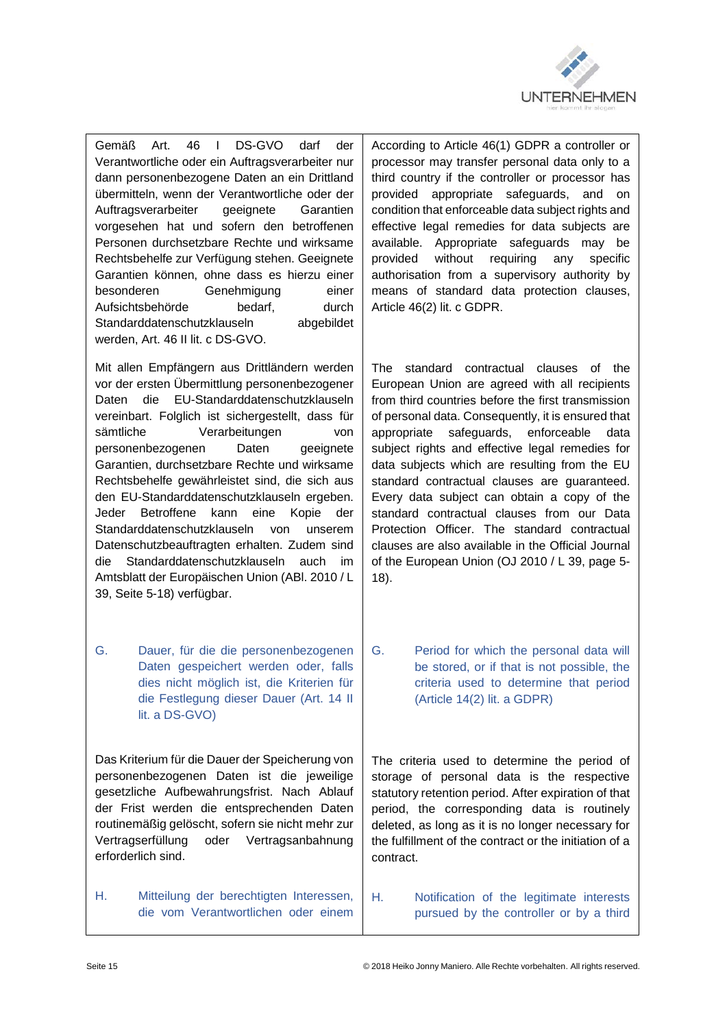| | |
|---|---|
| Gemäß Art. 46 I DS-GVO darf der Verantwortliche oder ein Auftragsverarbeiter nur dann personenbezogene Daten an ein Drittland übermitteln, wenn der Verantwortliche oder der Auftragsverarbeiter geeignete Garantien vorgesehen hat und sofern den betroffenen Personen durchsetzbare Rechte und wirksame Rechtsbehelfe zur Verfügung stehen. Geeignete Garantien können, ohne dass es hierzu einer besonderen Genehmigung einer Aufsichtsbehörde bedarf, durch Standarddatenschutzklauseln abgebildet werden, Art. 46 II lit. c DS-GVO. | According to Article 46(1) GDPR a controller or processor may transfer personal data only to a third country if the controller or processor has provided appropriate safeguards, and on condition that enforceable data subject rights and effective legal remedies for data subjects are available. Appropriate safeguards may be provided without requiring any specific authorisation from a supervisory authority by means of standard data protection clauses, Article 46(2) lit. c GDPR. |
| Mit allen Empfängern aus Drittländern werden vor der ersten Übermittlung personenbezogener Daten die EU-Standarddatenschutzklauseln vereinbart. Folglich ist sichergestellt, dass für sämtliche Verarbeitungen von personenbezogenen Daten geeignete Garantien, durchsetzbare Rechte und wirksame Rechtsbehelfe gewährleistet sind, die sich aus den EU-Standarddatenschutzklauseln ergeben. Jeder Betroffene kann eine Kopie der Standarddatenschutzklauseln von unserem Datenschutzbeauftragten erhalten. Zudem sind die Standarddatenschutzklauseln auch im Amtsblatt der Europäischen Union (ABl. 2010 / L 39, Seite 5-18) verfügbar. | The standard contractual clauses of the European Union are agreed with all recipients from third countries before the first transmission of personal data. Consequently, it is ensured that appropriate safeguards, enforceable data subject rights and effective legal remedies for data subjects which are resulting from the EU standard contractual clauses are guaranteed. Every data subject can obtain a copy of the standard contractual clauses from our Data Protection Officer. The standard contractual clauses are also available in the Official Journal of the European Union (OJ 2010 / L 39, page 5-18). |
| G. Dauer, für die die personenbezogenen Daten gespeichert werden oder, falls dies nicht möglich ist, die Kriterien für die Festlegung dieser Dauer (Art. 14 II lit. a DS-GVO) | G. Period for which the personal data will be stored, or if that is not possible, the criteria used to determine that period (Article 14(2) lit. a GDPR) |
| Das Kriterium für die Dauer der Speicherung von personenbezogenen Daten ist die jeweilige gesetzliche Aufbewahrungsfrist. Nach Ablauf der Frist werden die entsprechenden Daten routinemäßig gelöscht, sofern sie nicht mehr zur Vertragserfüllung oder Vertragsanbahnung erforderlich sind. | The criteria used to determine the period of storage of personal data is the respective statutory retention period. After expiration of that period, the corresponding data is routinely deleted, as long as it is no longer necessary for the fulfillment of the contract or the initiation of a contract. |
| H. Mitteilung der berechtigten Interessen, die vom Verantwortlichen oder einem | H. Notification of the legitimate interests pursued by the controller or by a third |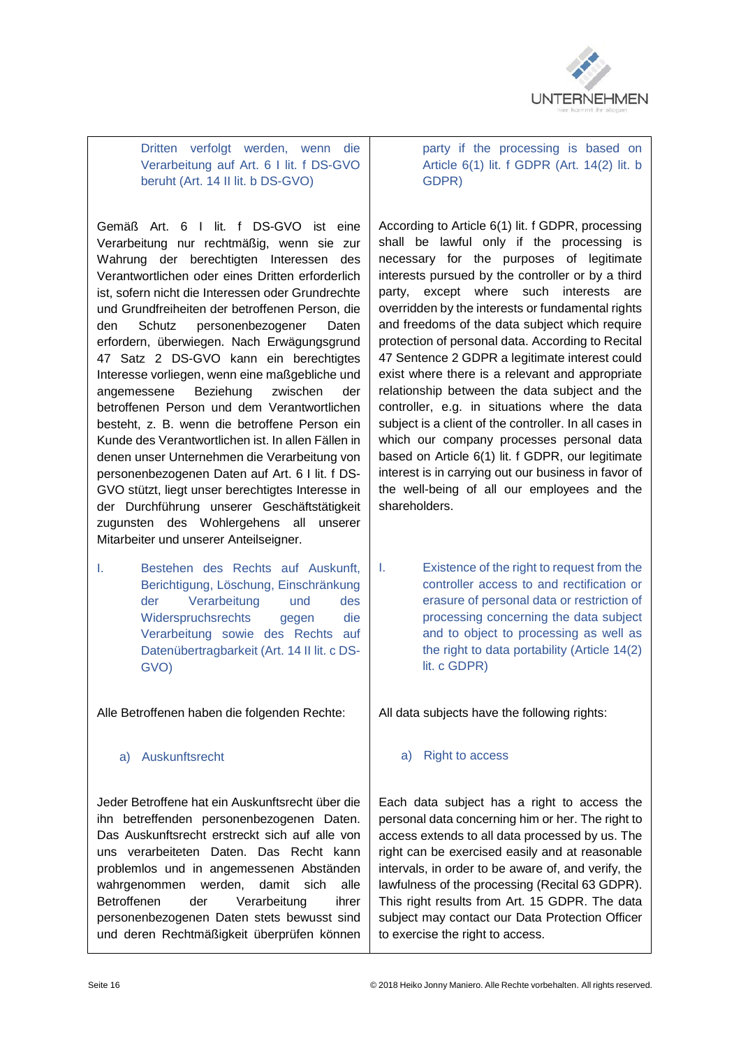Dritten verfolgt werden, wenn die Verarbeitung auf Art. 6 I lit. f DS-GVO beruht (Art. 14 II lit. b DS-GVO)

Gemäß Art. 6 I lit. f DS-GVO ist eine Verarbeitung nur rechtmäßig, wenn sie zur Wahrung der berechtigten Interessen des Verantwortlichen oder eines Dritten erforderlich ist, sofern nicht die Interessen oder Grundrechte und Grundfreiheiten der betroffenen Person, die den Schutz personenbezogener Daten erfordern, überwiegen. Nach Erwägungsgrund 47 Satz 2 DS-GVO kann ein berechtigtes Interesse vorliegen, wenn eine maßgebliche und angemessene Beziehung zwischen der betroffenen Person und dem Verantwortlichen besteht, z. B. wenn die betroffene Person ein Kunde des Verantwortlichen ist. In allen Fällen in denen unser Unternehmen die Verarbeitung von personenbezogenen Daten auf Art. 6 I lit. f DS-GVO stützt, liegt unser berechtigtes Interesse in der Durchführung unserer Geschäftstätigkeit zugunsten des Wohlergehens all unserer Mitarbeiter und unserer Anteilseigner.

### I. Bestehen des Rechts auf Auskunft, Berichtigung, Löschung, Einschränkung der Verarbeitung und des Widerspruchsrechts gegen die Verarbeitung sowie des Rechts auf Datenübertragbarkeit (Art. 14 II lit. c DS-GVO)

Alle Betroffenen haben die folgenden Rechte:

#### a) Auskunftsrecht

Jeder Betroffene hat ein Auskunftsrecht über die ihn betreffenden personenbezogenen Daten. Das Auskunftsrecht erstreckt sich auf alle von uns verarbeiteten Daten. Das Recht kann problemlos und in angemessenen Abständen wahrgenommen werden, damit sich alle Betroffenen der Verarbeitung ihrer personenbezogenen Daten stets bewusst sind und deren Rechtmäßigkeit überprüfen können

---

party if the processing is based on Article 6(1) lit. f GDPR (Art. 14(2) lit. b GDPR)

According to Article 6(1) lit. f GDPR, processing shall be lawful only if the processing is necessary for the purposes of legitimate interests pursued by the controller or by a third party, except where such interests are overridden by the interests or fundamental rights and freedoms of the data subject which require protection of personal data. According to Recital 47 Sentence 2 GDPR a legitimate interest could exist where there is a relevant and appropriate relationship between the data subject and the controller, e.g. in situations where the data subject is a client of the controller. In all cases in which our company processes personal data based on Article 6(1) lit. f GDPR, our legitimate interest is in carrying out our business in favor of the well-being of all our employees and the shareholders.

### I. Existence of the right to request from the controller access to and rectification or erasure of personal data or restriction of processing concerning the data subject and to object to processing as well as the right to data portability (Article 14(2) lit. c GDPR)

All data subjects have the following rights:

#### a) Right to access

Each data subject has a right to access the personal data concerning him or her. The right to access extends to all data processed by us. The right can be exercised easily and at reasonable intervals, in order to be aware of, and verify, the lawfulness of the processing (Recital 63 GDPR). This right results from Art. 15 GDPR. The data subject may contact our Data Protection Officer to exercise the right to access.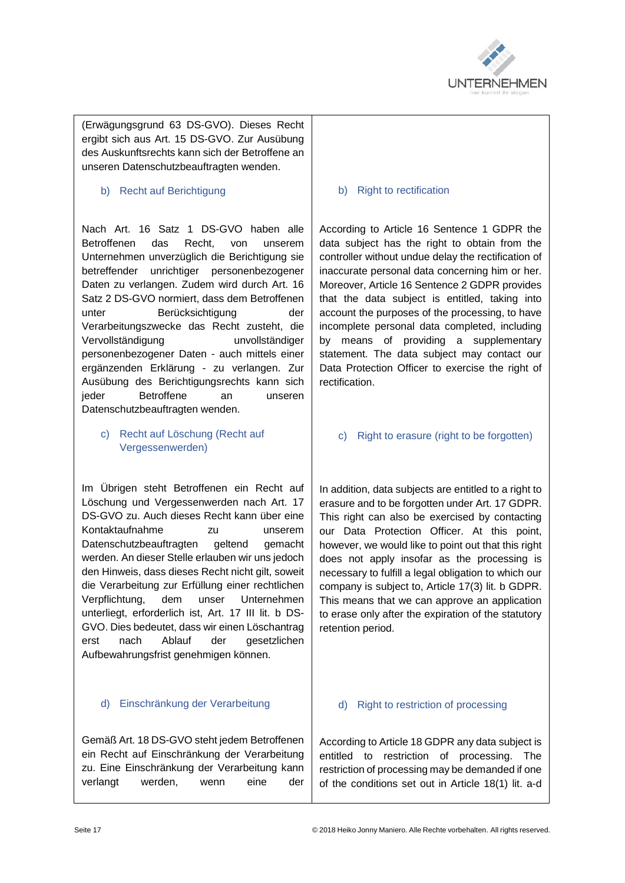(Erwägungsgrund 63 DS-GVO). Dieses Recht ergibt sich aus Art. 15 DS-GVO. Zur Ausübung des Auskunftsrechts kann sich der Betroffene an unseren Datenschutzbeauftragten wenden.

### b) Recht auf Berichtigung

Nach Art. 16 Satz 1 DS-GVO haben alle Betroffenen das Recht, von unserem Unternehmen unverzüglich die Berichtigung sie betreffender unrichtiger personenbezogener Daten zu verlangen. Zudem wird durch Art. 16 Satz 2 DS-GVO normiert, dass dem Betroffenen unter Berücksichtigung der Verarbeitungszwecke das Recht zusteht, die Vervollständigung unvollständiger personenbezogener Daten - auch mittels einer ergänzenden Erklärung - zu verlangen. Zur Ausübung des Berichtigungsrechts kann sich jeder Betroffene an unseren Datenschutzbeauftragten wenden.

### c) Recht auf Löschung (Recht auf Vergessenwerden)

Im Übrigen steht Betroffenen ein Recht auf Löschung und Vergessenwerden nach Art. 17 DS-GVO zu. Auch dieses Recht kann über eine Kontaktaufnahme zu unserem Datenschutzbeauftragten geltend gemacht werden. An dieser Stelle erlauben wir uns jedoch den Hinweis, dass dieses Recht nicht gilt, soweit die Verarbeitung zur Erfüllung einer rechtlichen Verpflichtung, dem unser Unternehmen unterliegt, erforderlich ist, Art. 17 III lit. b DS-GVO. Dies bedeutet, dass wir einen Löschantrag erst nach Ablauf der gesetzlichen Aufbewahrungsfrist genehmigen können.

### d) Einschränkung der Verarbeitung

Gemäß Art. 18 DS-GVO steht jedem Betroffenen ein Recht auf Einschränkung der Verarbeitung zu. Eine Einschränkung der Verarbeitung kann verlangt werden, wenn eine der

---

### b) Right to rectification

According to Article 16 Sentence 1 GDPR the data subject has the right to obtain from the controller without undue delay the rectification of inaccurate personal data concerning him or her. Moreover, Article 16 Sentence 2 GDPR provides that the data subject is entitled, taking into account the purposes of the processing, to have incomplete personal data completed, including by means of providing a supplementary statement. The data subject may contact our Data Protection Officer to exercise the right of rectification.

### c) Right to erasure (right to be forgotten)

In addition, data subjects are entitled to a right to erasure and to be forgotten under Art. 17 GDPR. This right can also be exercised by contacting our Data Protection Officer. At this point, however, we would like to point out that this right does not apply insofar as the processing is necessary to fulfill a legal obligation to which our company is subject to, Article 17(3) lit. b GDPR. This means that we can approve an application to erase only after the expiration of the statutory retention period.

### d) Right to restriction of processing

According to Article 18 GDPR any data subject is entitled to restriction of processing. The restriction of processing may be demanded if one of the conditions set out in Article 18(1) lit. a-d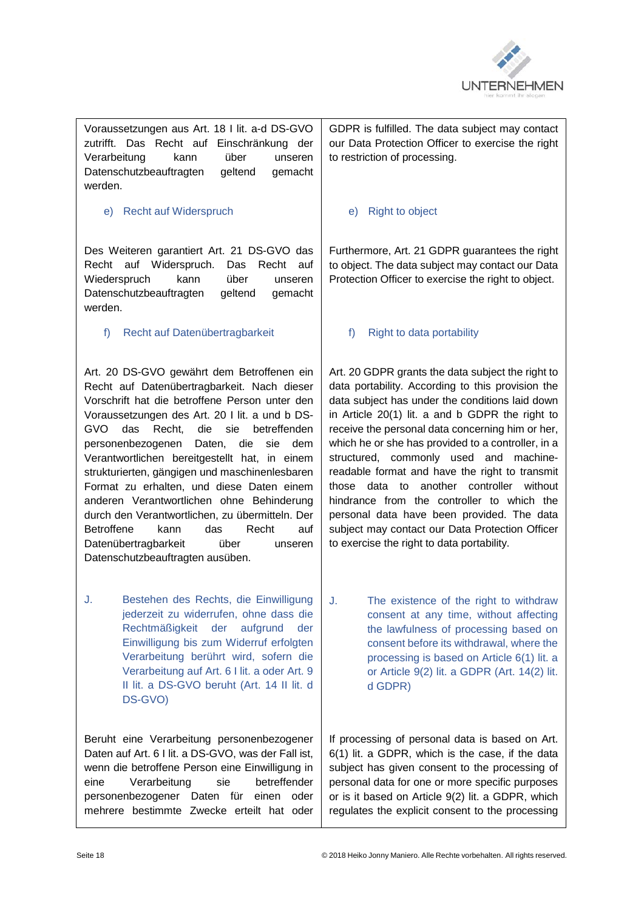| | |
|---|---|
| Voraussetzungen aus Art. 18 I lit. a-d DS-GVO zutrifft. Das Recht auf Einschränkung der Verarbeitung kann über unseren Datenschutzbeauftragten geltend gemacht werden. | GDPR is fulfilled. The data subject may contact our Data Protection Officer to exercise the right to restriction of processing. |
| e) Recht auf Widerspruch | e) Right to object |
| Des Weiteren garantiert Art. 21 DS-GVO das Recht auf Widerspruch. Das Recht auf Wiederspruch kann über unseren Datenschutzbeauftragten geltend gemacht werden. | Furthermore, Art. 21 GDPR guarantees the right to object. The data subject may contact our Data Protection Officer to exercise the right to object. |
| f) Recht auf Datenübertragbarkeit | f) Right to data portability |
| Art. 20 DS-GVO gewährt dem Betroffenen ein Recht auf Datenübertragbarkeit. Nach dieser Vorschrift hat die betroffene Person unter den Voraussetzungen des Art. 20 I lit. a und b DS-GVO das Recht, die sie betreffenden personenbezogenen Daten, die sie dem Verantwortlichen bereitgestellt hat, in einem strukturierten, gängigen und maschinenlesbaren Format zu erhalten, und diese Daten einem anderen Verantwortlichen ohne Behinderung durch den Verantwortlichen, zu übermitteln. Der Betroffene kann das Recht auf Datenübertragbarkeit über unseren Datenschutzbeauftragten ausüben. | Art. 20 GDPR grants the data subject the right to data portability. According to this provision the data subject has under the conditions laid down in Article 20(1) lit. a and b GDPR the right to receive the personal data concerning him or her, which he or she has provided to a controller, in a structured, commonly used and machine-readable format and have the right to transmit those data to another controller without hindrance from the controller to which the personal data have been provided. The data subject may contact our Data Protection Officer to exercise the right to data portability. |
| J. Bestehen des Rechts, die Einwilligung jederzeit zu widerrufen, ohne dass die Rechtmäßigkeit der aufgrund der Einwilligung bis zum Widerruf erfolgten Verarbeitung berührt wird, sofern die Verarbeitung auf Art. 6 I lit. a oder Art. 9 II lit. a DS-GVO beruht (Art. 14 II lit. d DS-GVO) | J. The existence of the right to withdraw consent at any time, without affecting the lawfulness of processing based on consent before its withdrawal, where the processing is based on Article 6(1) lit. a or Article 9(2) lit. a GDPR (Art. 14(2) lit. d GDPR) |
| Beruht eine Verarbeitung personenbezogener Daten auf Art. 6 I lit. a DS-GVO, was der Fall ist, wenn die betroffene Person eine Einwilligung in eine Verarbeitung sie betreffender personenbezogener Daten für einen oder mehrere bestimmte Zwecke erteilt hat oder | If processing of personal data is based on Art. 6(1) lit. a GDPR, which is the case, if the data subject has given consent to the processing of personal data for one or more specific purposes or is it based on Article 9(2) lit. a GDPR, which regulates the explicit consent to the processing |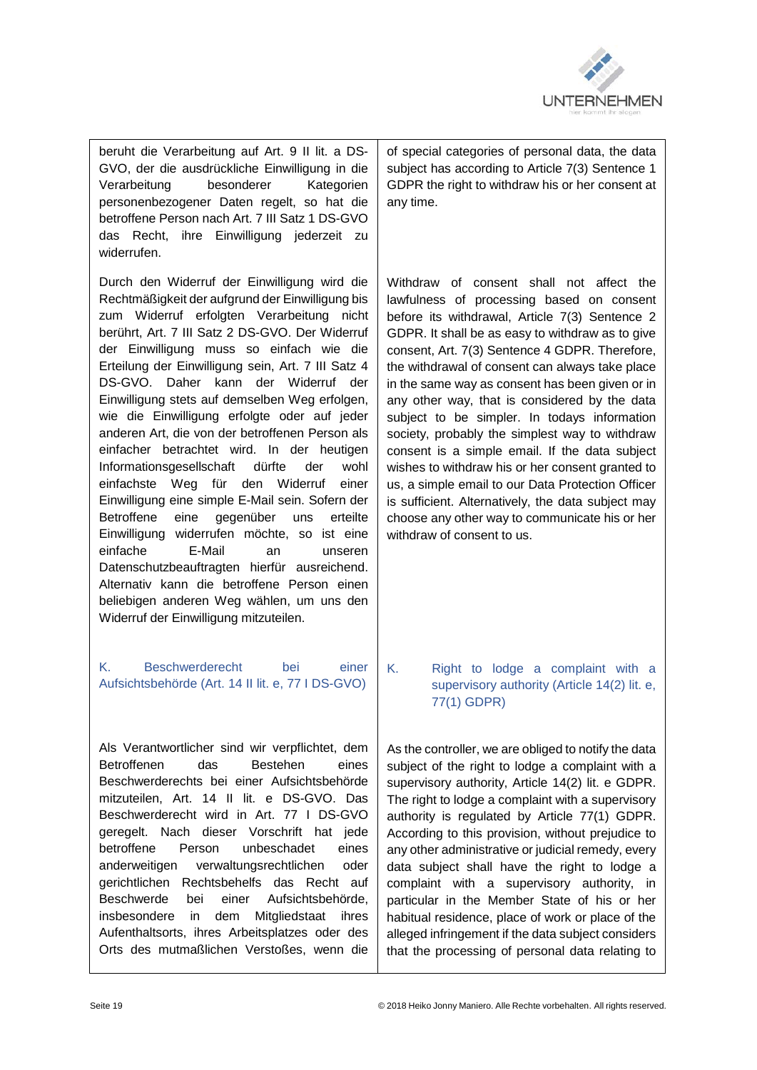beruht die Verarbeitung auf Art. 9 II lit. a DS-GVO, der die ausdrückliche Einwilligung in die Verarbeitung besonderer Kategorien personenbezogener Daten regelt, so hat die betroffene Person nach Art. 7 III Satz 1 DS-GVO das Recht, ihre Einwilligung jederzeit zu widerrufen.

Durch den Widerruf der Einwilligung wird die Rechtmäßigkeit der aufgrund der Einwilligung bis zum Widerruf erfolgten Verarbeitung nicht berührt, Art. 7 III Satz 2 DS-GVO. Der Widerruf der Einwilligung muss so einfach wie die Erteilung der Einwilligung sein, Art. 7 III Satz 4 DS-GVO. Daher kann der Widerruf der Einwilligung stets auf demselben Weg erfolgen, wie die Einwilligung erfolgte oder auf jeder anderen Art, die von der betroffenen Person als einfacher betrachtet wird. In der heutigen Informationsgesellschaft dürfte der wohl einfachste Weg für den Widerruf einer Einwilligung eine simple E-Mail sein. Sofern der Betroffene eine gegenüber uns erteilte Einwilligung widerrufen möchte, so ist eine einfache E-Mail an unseren Datenschutzbeauftragten hierfür ausreichend. Alternativ kann die betroffene Person einen beliebigen anderen Weg wählen, um uns den Widerruf der Einwilligung mitzuteilen.

## K. Beschwerderecht bei einer Aufsichtsbehörde (Art. 14 II lit. e, 77 I DS-GVO)

Als Verantwortlicher sind wir verpflichtet, dem Betroffenen das Bestehen eines Beschwerderechts bei einer Aufsichtsbehörde mitzuteilen, Art. 14 II lit. e DS-GVO. Das Beschwerderecht wird in Art. 77 I DS-GVO geregelt. Nach dieser Vorschrift hat jede betroffene Person unbeschadet eines anderweitigen verwaltungsrechtlichen oder gerichtlichen Rechtsbehelfs das Recht auf Beschwerde bei einer Aufsichtsbehörde, insbesondere in dem Mitgliedstaat ihres Aufenthaltsorts, ihres Arbeitsplatzes oder des Orts des mutmaßlichen Verstoßes, wenn die

---

of special categories of personal data, the data subject has according to Article 7(3) Sentence 1 GDPR the right to withdraw his or her consent at any time.

Withdraw of consent shall not affect the lawfulness of processing based on consent before its withdrawal, Article 7(3) Sentence 2 GDPR. It shall be as easy to withdraw as to give consent, Art. 7(3) Sentence 4 GDPR. Therefore, the withdrawal of consent can always take place in the same way as consent has been given or in any other way, that is considered by the data subject to be simpler. In todays information society, probably the simplest way to withdraw consent is a simple email. If the data subject wishes to withdraw his or her consent granted to us, a simple email to our Data Protection Officer is sufficient. Alternatively, the data subject may choose any other way to communicate his or her withdraw of consent to us.

## K. Right to lodge a complaint with a supervisory authority (Article 14(2) lit. e, 77(1) GDPR)

As the controller, we are obliged to notify the data subject of the right to lodge a complaint with a supervisory authority, Article 14(2) lit. e GDPR. The right to lodge a complaint with a supervisory authority is regulated by Article 77(1) GDPR. According to this provision, without prejudice to any other administrative or judicial remedy, every data subject shall have the right to lodge a complaint with a supervisory authority, in particular in the Member State of his or her habitual residence, place of work or place of the alleged infringement if the data subject considers that the processing of personal data relating to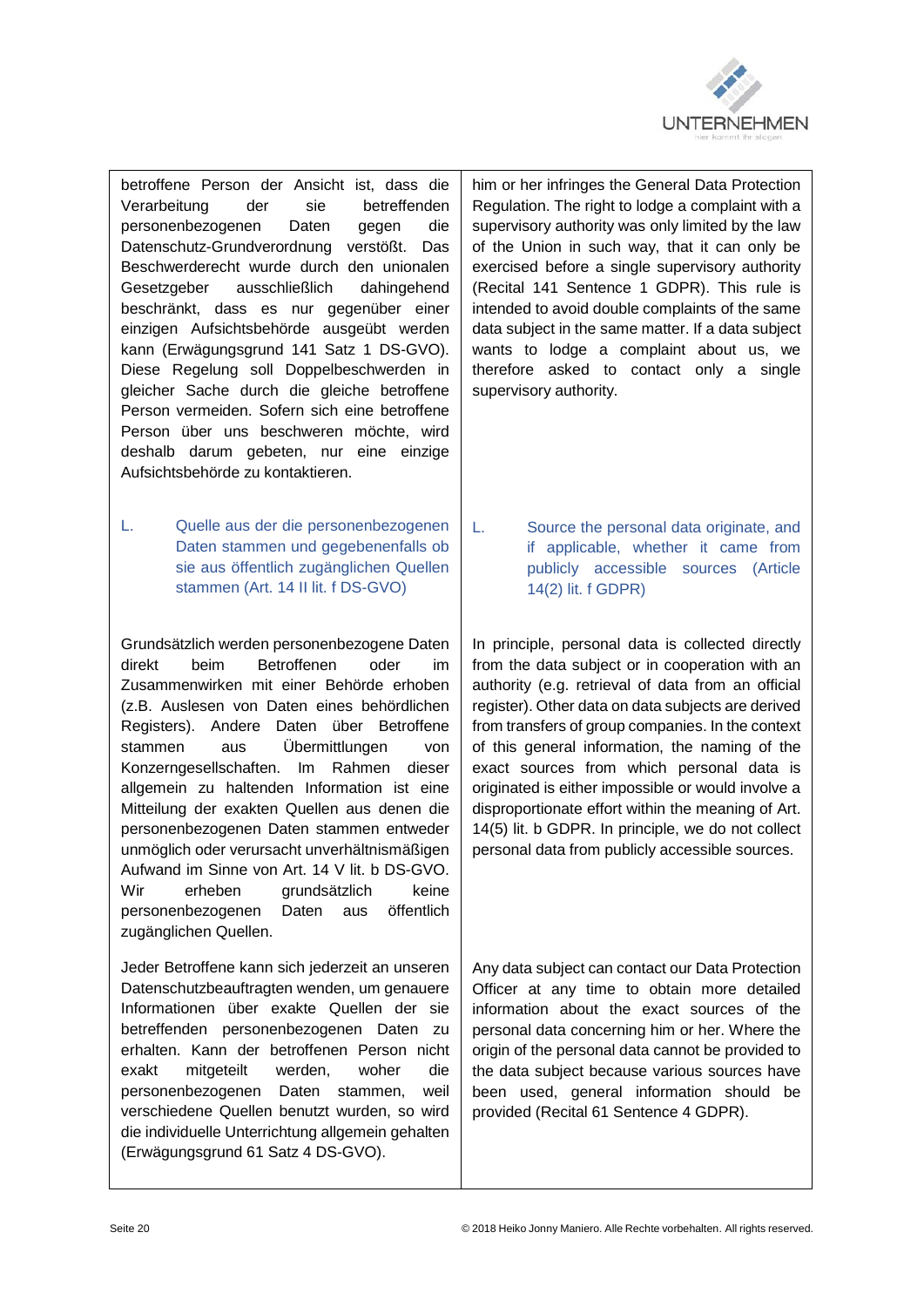| | |
|---|---|
| betroffene Person der Ansicht ist, dass die Verarbeitung der sie betreffenden personenbezogenen Daten gegen die Datenschutz-Grundverordnung verstößt. Das Beschwerderecht wurde durch den unionalen Gesetzgeber ausschließlich dahingehend beschränkt, dass es nur gegenüber einer einzigen Aufsichtsbehörde ausgeübt werden kann (Erwägungsgrund 141 Satz 1 DS-GVO). Diese Regelung soll Doppelbeschwerden in gleicher Sache durch die gleiche betroffene Person vermeiden. Sofern sich eine betroffene Person über uns beschweren möchte, wird deshalb darum gebeten, nur eine einzige Aufsichtsbehörde zu kontaktieren. | him or her infringes the General Data Protection Regulation. The right to lodge a complaint with a supervisory authority was only limited by the law of the Union in such way, that it can only be exercised before a single supervisory authority (Recital 141 Sentence 1 GDPR). This rule is intended to avoid double complaints of the same data subject in the same matter. If a data subject wants to lodge a complaint about us, we therefore asked to contact only a single supervisory authority. |
| **L. Quelle aus der die personenbezogenen Daten stammen und gegebenenfalls ob sie aus öffentlich zugänglichen Quellen stammen (Art. 14 II lit. f DS-GVO)** | **L. Source the personal data originate, and if applicable, whether it came from publicly accessible sources (Article 14(2) lit. f GDPR)** |
| Grundsätzlich werden personenbezogene Daten direkt beim Betroffenen oder im Zusammenwirken mit einer Behörde erhoben (z.B. Auslesen von Daten eines behördlichen Registers). Andere Daten über Betroffene stammen aus Übermittlungen von Konzerngesellschaften. Im Rahmen dieser allgemein zu haltenden Information ist eine Mitteilung der exakten Quellen aus denen die personenbezogenen Daten stammen entweder unmöglich oder verursacht unverhältnismäßigen Aufwand im Sinne von Art. 14 V lit. b DS-GVO. Wir erheben grundsätzlich keine personenbezogenen Daten aus öffentlich zugänglichen Quellen. | In principle, personal data is collected directly from the data subject or in cooperation with an authority (e.g. retrieval of data from an official register). Other data on data subjects are derived from transfers of group companies. In the context of this general information, the naming of the exact sources from which personal data is originated is either impossible or would involve a disproportionate effort within the meaning of Art. 14(5) lit. b GDPR. In principle, we do not collect personal data from publicly accessible sources. |
| Jeder Betroffene kann sich jederzeit an unseren Datenschutzbeauftragten wenden, um genauere Informationen über exakte Quellen der sie betreffenden personenbezogenen Daten zu erhalten. Kann der betroffenen Person nicht exakt mitgeteilt werden, woher die personenbezogenen Daten stammen, weil verschiedene Quellen benutzt wurden, so wird die individuelle Unterrichtung allgemein gehalten (Erwägungsgrund 61 Satz 4 DS-GVO). | Any data subject can contact our Data Protection Officer at any time to obtain more detailed information about the exact sources of the personal data concerning him or her. Where the origin of the personal data cannot be provided to the data subject because various sources have been used, general information should be provided (Recital 61 Sentence 4 GDPR). |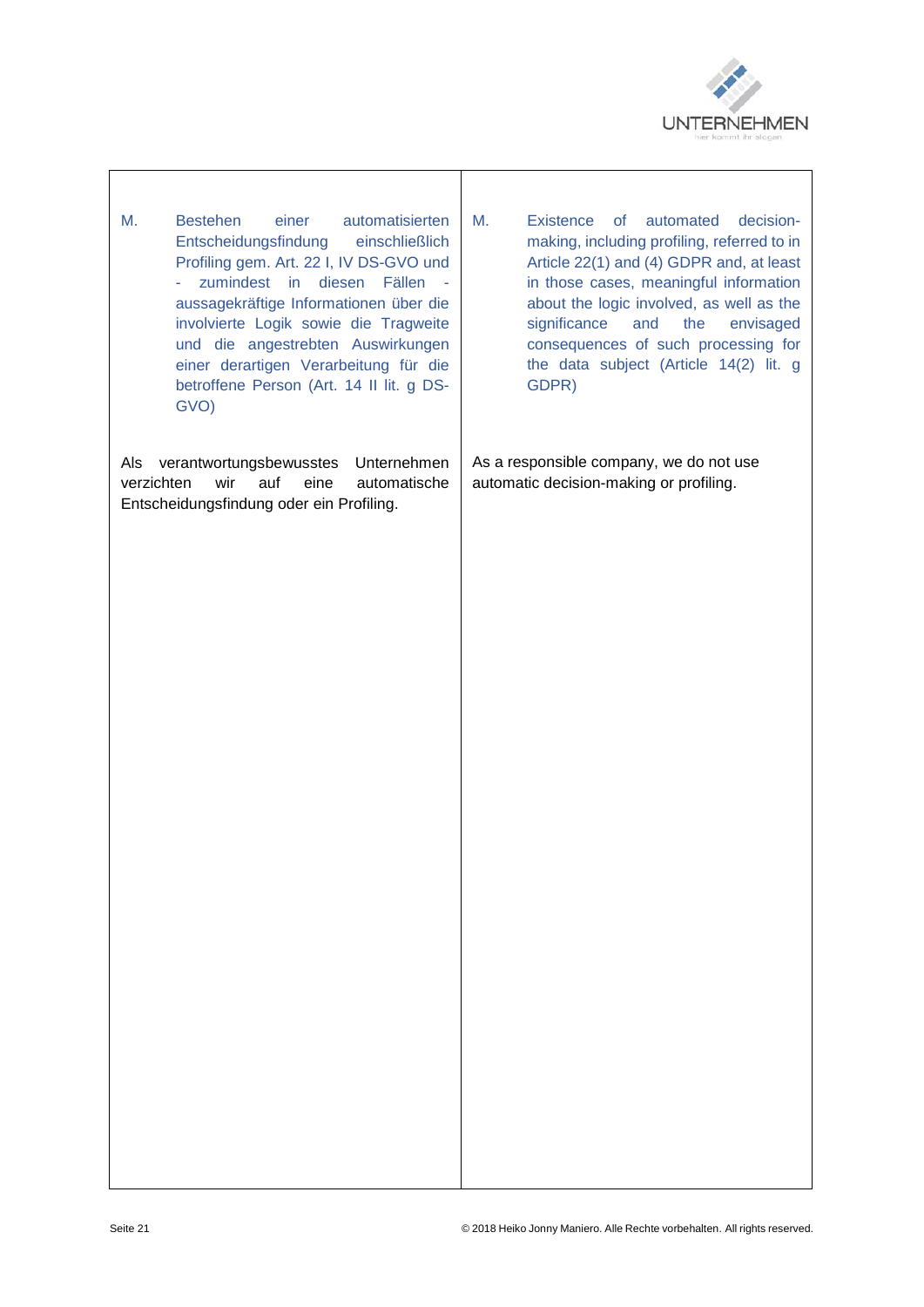| | |
|---|---|
| M. Bestehen einer automatisierten Entscheidungsfindung einschließlich Profiling gem. Art. 22 I, IV DS-GVO und - zumindest in diesen Fällen - aussagekräftige Informationen über die involvierte Logik sowie die Tragweite und die angestrebten Auswirkungen einer derartigen Verarbeitung für die betroffene Person (Art. 14 II lit. g DS-GVO) | M. Existence of automated decision-making, including profiling, referred to in Article 22(1) and (4) GDPR and, at least in those cases, meaningful information about the logic involved, as well as the significance and the envisaged consequences of such processing for the data subject (Article 14(2) lit. g GDPR) |
| Als verantwortungsbewusstes Unternehmen verzichten wir auf eine automatische Entscheidungsfindung oder ein Profiling. | As a responsible company, we do not use automatic decision-making or profiling. |